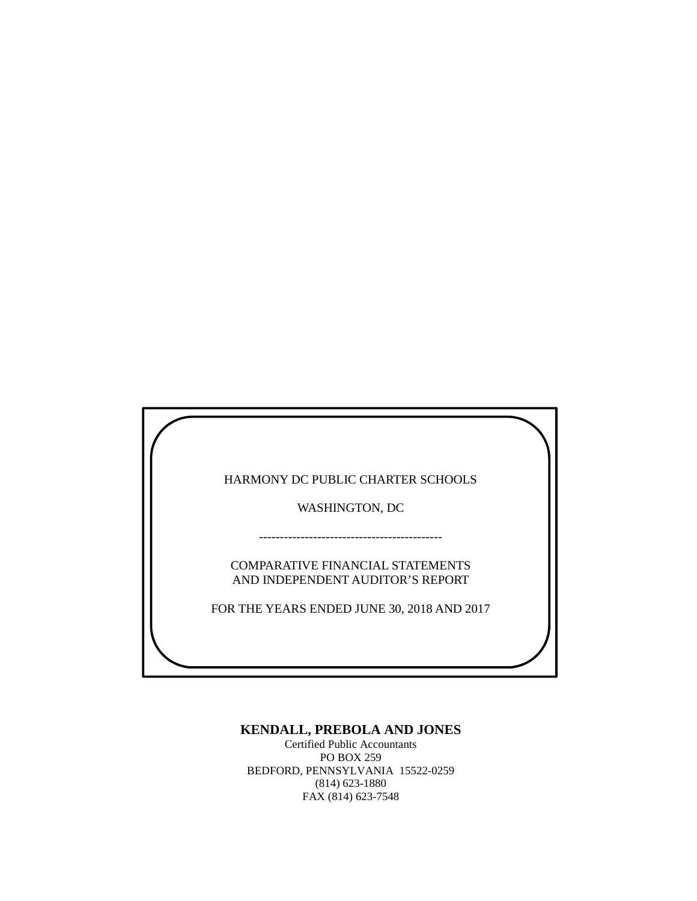# HARMONY DC PUBLIC CHARTER SCHOOLS

WASHINGTON, DC

---

COMPARATIVE FINANCIAL STATEMENTS
AND INDEPENDENT AUDITOR'S REPORT

FOR THE YEARS ENDED JUNE 30, 2018 AND 2017

**KENDALL, PREBOLA AND JONES**
Certified Public Accountants
PO BOX 259
BEDFORD, PENNSYLVANIA 15522-0259
(814) 623-1880
FAX (814) 623-7548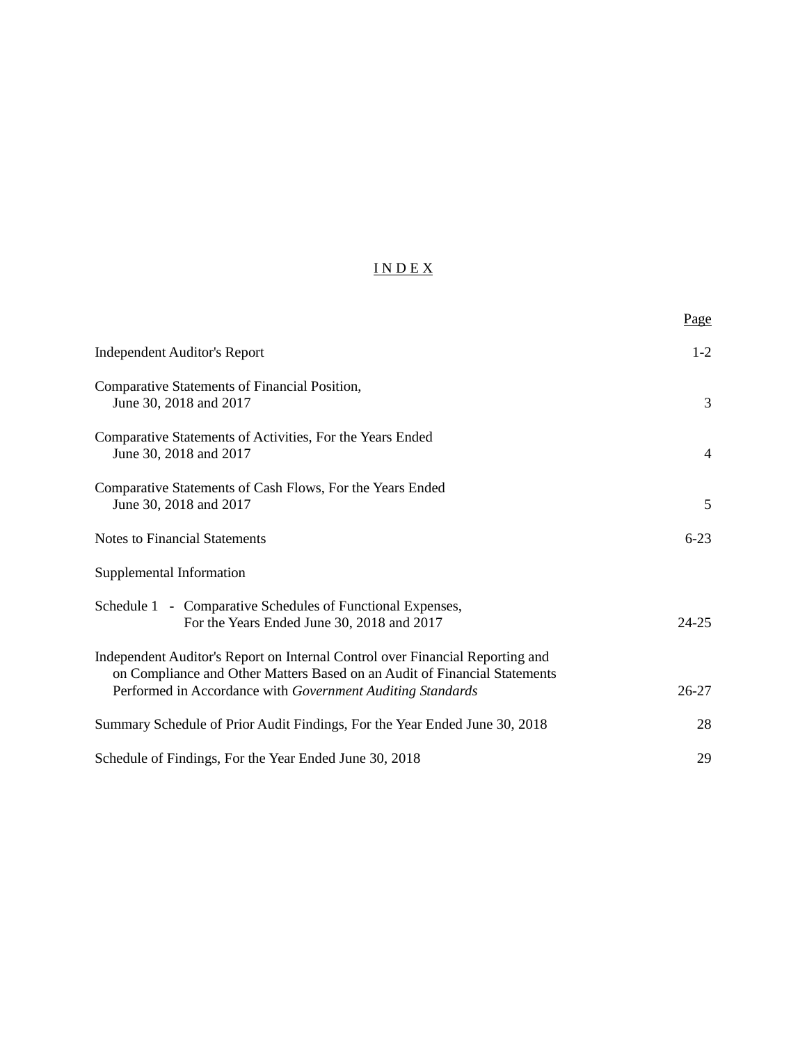# I N D E X

| | Page |
|---|---|
| Independent Auditor's Report | 1-2 |
| Comparative Statements of Financial Position, June 30, 2018 and 2017 | 3 |
| Comparative Statements of Activities, For the Years Ended June 30, 2018 and 2017 | 4 |
| Comparative Statements of Cash Flows, For the Years Ended June 30, 2018 and 2017 | 5 |
| Notes to Financial Statements | 6-23 |
| Supplemental Information | |
| Schedule 1 - Comparative Schedules of Functional Expenses, For the Years Ended June 30, 2018 and 2017 | 24-25 |
| Independent Auditor's Report on Internal Control over Financial Reporting and on Compliance and Other Matters Based on an Audit of Financial Statements Performed in Accordance with *Government Auditing Standards* | 26-27 |
| Summary Schedule of Prior Audit Findings, For the Year Ended June 30, 2018 | 28 |
| Schedule of Findings, For the Year Ended June 30, 2018 | 29 |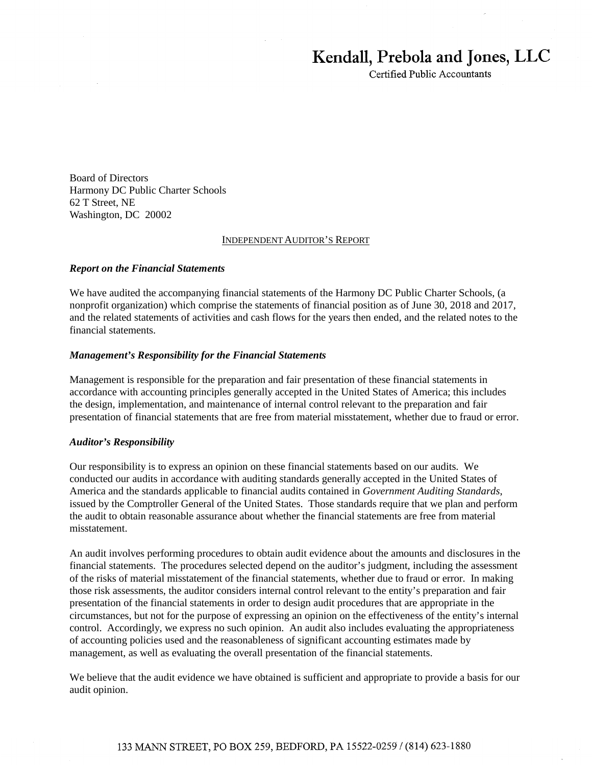# Kendall, Prebola and Jones, LLC

Certified Public Accountants

Board of Directors
Harmony DC Public Charter Schools
62 T Street, NE
Washington, DC 20002

INDEPENDENT AUDITOR'S REPORT

***Report on the Financial Statements***

We have audited the accompanying financial statements of the Harmony DC Public Charter Schools, (a nonprofit organization) which comprise the statements of financial position as of June 30, 2018 and 2017, and the related statements of activities and cash flows for the years then ended, and the related notes to the financial statements.

***Management's Responsibility for the Financial Statements***

Management is responsible for the preparation and fair presentation of these financial statements in accordance with accounting principles generally accepted in the United States of America; this includes the design, implementation, and maintenance of internal control relevant to the preparation and fair presentation of financial statements that are free from material misstatement, whether due to fraud or error.

***Auditor's Responsibility***

Our responsibility is to express an opinion on these financial statements based on our audits. We conducted our audits in accordance with auditing standards generally accepted in the United States of America and the standards applicable to financial audits contained in *Government Auditing Standards*, issued by the Comptroller General of the United States. Those standards require that we plan and perform the audit to obtain reasonable assurance about whether the financial statements are free from material misstatement.

An audit involves performing procedures to obtain audit evidence about the amounts and disclosures in the financial statements. The procedures selected depend on the auditor's judgment, including the assessment of the risks of material misstatement of the financial statements, whether due to fraud or error. In making those risk assessments, the auditor considers internal control relevant to the entity's preparation and fair presentation of the financial statements in order to design audit procedures that are appropriate in the circumstances, but not for the purpose of expressing an opinion on the effectiveness of the entity's internal control. Accordingly, we express no such opinion. An audit also includes evaluating the appropriateness of accounting policies used and the reasonableness of significant accounting estimates made by management, as well as evaluating the overall presentation of the financial statements.

We believe that the audit evidence we have obtained is sufficient and appropriate to provide a basis for our audit opinion.

133 MANN STREET, PO BOX 259, BEDFORD, PA 15522-0259 / (814) 623-1880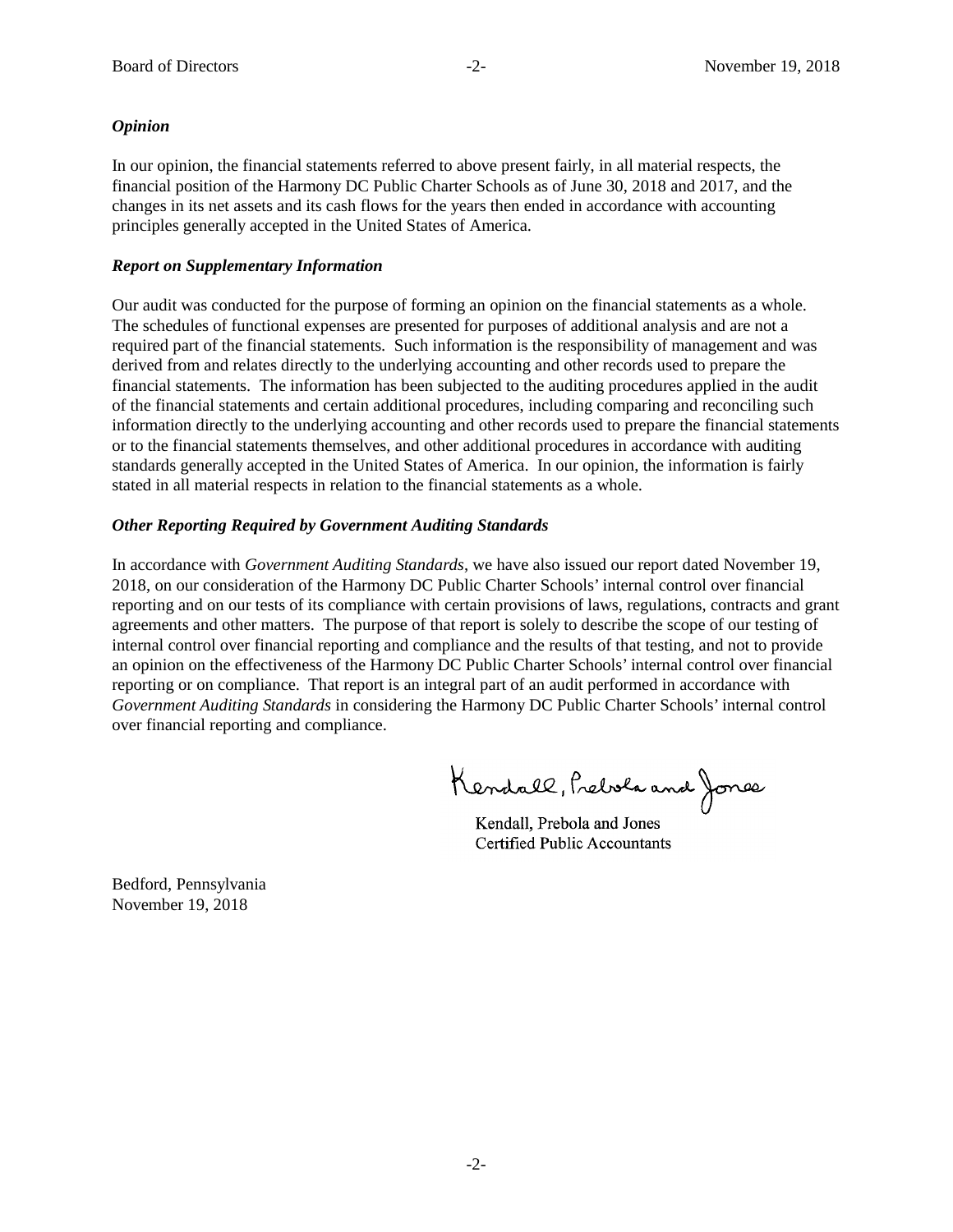### *Opinion*

In our opinion, the financial statements referred to above present fairly, in all material respects, the financial position of the Harmony DC Public Charter Schools as of June 30, 2018 and 2017, and the changes in its net assets and its cash flows for the years then ended in accordance with accounting principles generally accepted in the United States of America.

### *Report on Supplementary Information*

Our audit was conducted for the purpose of forming an opinion on the financial statements as a whole. The schedules of functional expenses are presented for purposes of additional analysis and are not a required part of the financial statements. Such information is the responsibility of management and was derived from and relates directly to the underlying accounting and other records used to prepare the financial statements. The information has been subjected to the auditing procedures applied in the audit of the financial statements and certain additional procedures, including comparing and reconciling such information directly to the underlying accounting and other records used to prepare the financial statements or to the financial statements themselves, and other additional procedures in accordance with auditing standards generally accepted in the United States of America. In our opinion, the information is fairly stated in all material respects in relation to the financial statements as a whole.

### *Other Reporting Required by Government Auditing Standards*

In accordance with *Government Auditing Standards*, we have also issued our report dated November 19, 2018, on our consideration of the Harmony DC Public Charter Schools' internal control over financial reporting and on our tests of its compliance with certain provisions of laws, regulations, contracts and grant agreements and other matters. The purpose of that report is solely to describe the scope of our testing of internal control over financial reporting and compliance and the results of that testing, and not to provide an opinion on the effectiveness of the Harmony DC Public Charter Schools' internal control over financial reporting or on compliance. That report is an integral part of an audit performed in accordance with *Government Auditing Standards* in considering the Harmony DC Public Charter Schools' internal control over financial reporting and compliance.

Kendall, Prebola and Jones

Kendall, Prebola and Jones
Certified Public Accountants

Bedford, Pennsylvania
November 19, 2018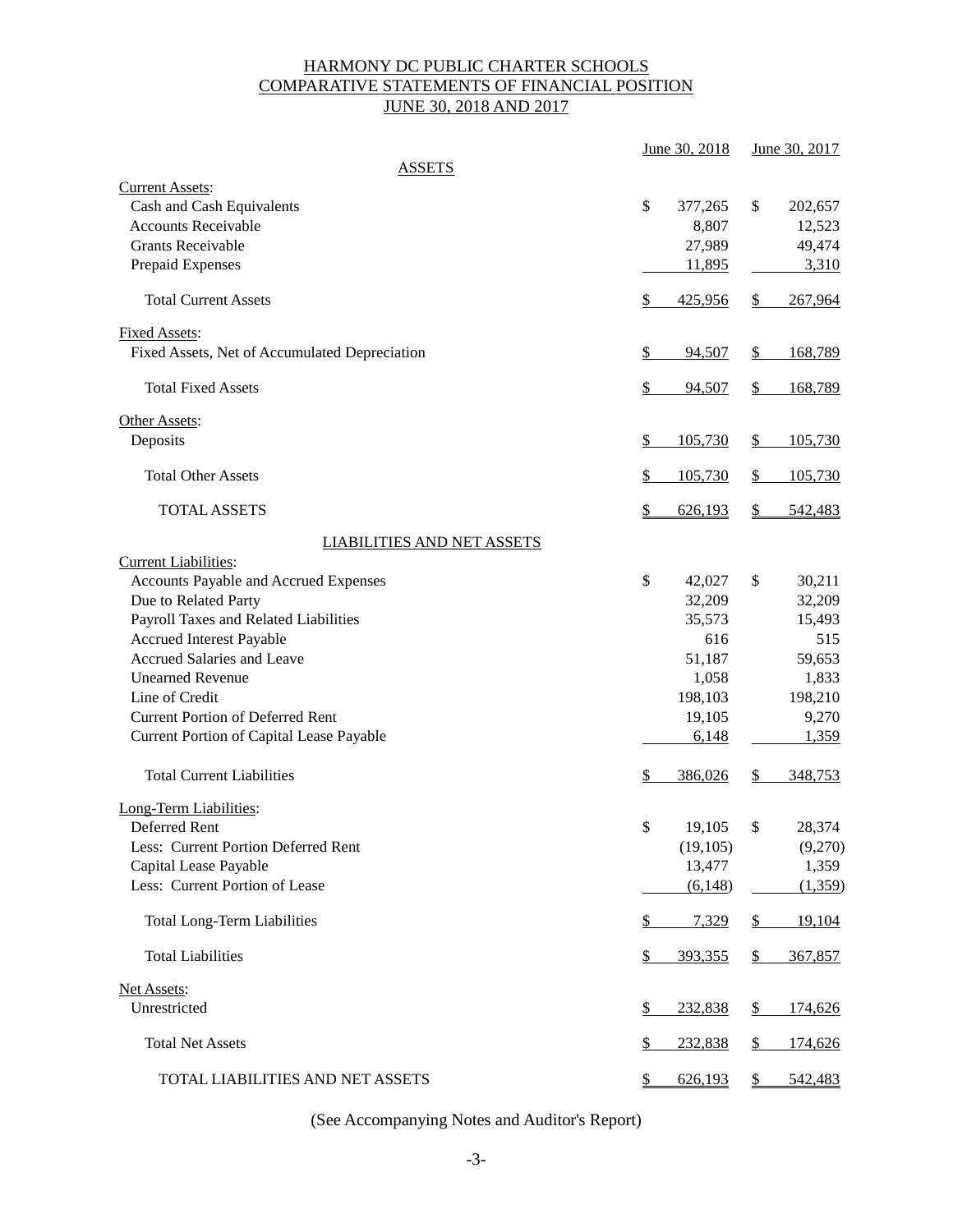# HARMONY DC PUBLIC CHARTER SCHOOLS
## COMPARATIVE STATEMENTS OF FINANCIAL POSITION
## JUNE 30, 2018 AND 2017

| | June 30, 2018 | June 30, 2017 |
|---|---|---|
| **ASSETS** | | |
| Current Assets: | | |
| Cash and Cash Equivalents | $ 377,265 | $ 202,657 |
| Accounts Receivable | 8,807 | 12,523 |
| Grants Receivable | 27,989 | 49,474 |
| Prepaid Expenses | 11,895 | 3,310 |
| Total Current Assets | $ 425,956 | $ 267,964 |
| Fixed Assets: | | |
| Fixed Assets, Net of Accumulated Depreciation | $ 94,507 | $ 168,789 |
| Total Fixed Assets | $ 94,507 | $ 168,789 |
| Other Assets: | | |
| Deposits | $ 105,730 | $ 105,730 |
| Total Other Assets | $ 105,730 | $ 105,730 |
| TOTAL ASSETS | $ 626,193 | $ 542,483 |
| **LIABILITIES AND NET ASSETS** | | |
| Current Liabilities: | | |
| Accounts Payable and Accrued Expenses | $ 42,027 | $ 30,211 |
| Due to Related Party | 32,209 | 32,209 |
| Payroll Taxes and Related Liabilities | 35,573 | 15,493 |
| Accrued Interest Payable | 616 | 515 |
| Accrued Salaries and Leave | 51,187 | 59,653 |
| Unearned Revenue | 1,058 | 1,833 |
| Line of Credit | 198,103 | 198,210 |
| Current Portion of Deferred Rent | 19,105 | 9,270 |
| Current Portion of Capital Lease Payable | 6,148 | 1,359 |
| Total Current Liabilities | $ 386,026 | $ 348,753 |
| Long-Term Liabilities: | | |
| Deferred Rent | $ 19,105 | $ 28,374 |
| Less: Current Portion Deferred Rent | (19,105) | (9,270) |
| Capital Lease Payable | 13,477 | 1,359 |
| Less: Current Portion of Lease | (6,148) | (1,359) |
| Total Long-Term Liabilities | $ 7,329 | $ 19,104 |
| Total Liabilities | $ 393,355 | $ 367,857 |
| Net Assets: | | |
| Unrestricted | $ 232,838 | $ 174,626 |
| Total Net Assets | $ 232,838 | $ 174,626 |
| TOTAL LIABILITIES AND NET ASSETS | $ 626,193 | $ 542,483 |

(See Accompanying Notes and Auditor's Report)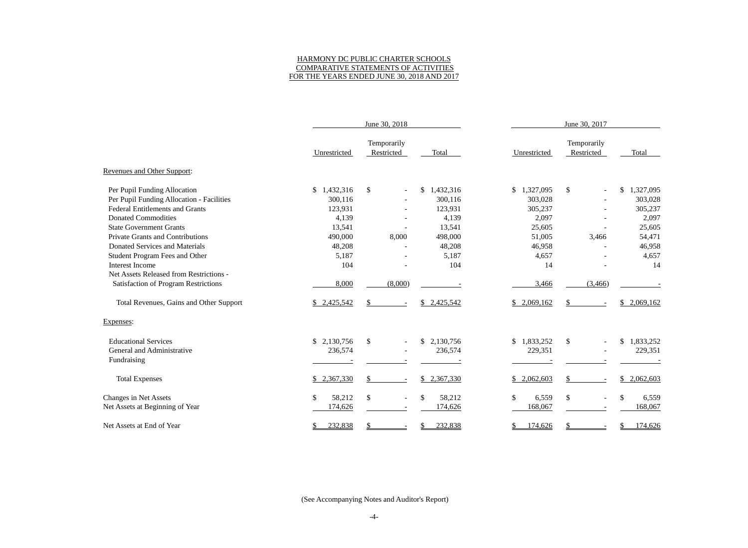HARMONY DC PUBLIC CHARTER SCHOOLS
COMPARATIVE STATEMENTS OF ACTIVITIES
FOR THE YEARS ENDED JUNE 30, 2018 AND 2017

| | June 30, 2018 | | | June 30, 2017 | | |
|---|---|---|---|---|---|---|
| | Unrestricted | Temporarily Restricted | Total | Unrestricted | Temporarily Restricted | Total |
| Revenues and Other Support: | | | | | | |
| Per Pupil Funding Allocation | $ 1,432,316 | $ - | $ 1,432,316 | $ 1,327,095 | $ - | $ 1,327,095 |
| Per Pupil Funding Allocation - Facilities | 300,116 | - | 300,116 | 303,028 | - | 303,028 |
| Federal Entitlements and Grants | 123,931 | - | 123,931 | 305,237 | - | 305,237 |
| Donated Commodities | 4,139 | - | 4,139 | 2,097 | - | 2,097 |
| State Government Grants | 13,541 | - | 13,541 | 25,605 | - | 25,605 |
| Private Grants and Contributions | 490,000 | 8,000 | 498,000 | 51,005 | 3,466 | 54,471 |
| Donated Services and Materials | 48,208 | - | 48,208 | 46,958 | - | 46,958 |
| Student Program Fees and Other | 5,187 | - | 5,187 | 4,657 | - | 4,657 |
| Interest Income | 104 | - | 104 | 14 | - | 14 |
| Net Assets Released from Restrictions - Satisfaction of Program Restrictions | 8,000 | (8,000) | - | 3,466 | (3,466) | - |
| Total Revenues, Gains and Other Support | $ 2,425,542 | $ - | $ 2,425,542 | $ 2,069,162 | $ - | $ 2,069,162 |
| Expenses: | | | | | | |
| Educational Services | $ 2,130,756 | $ - | $ 2,130,756 | $ 1,833,252 | $ - | $ 1,833,252 |
| General and Administrative | 236,574 | - | 236,574 | 229,351 | - | 229,351 |
| Fundraising | - | - | - | - | - | - |
| Total Expenses | $ 2,367,330 | $ - | $ 2,367,330 | $ 2,062,603 | $ - | $ 2,062,603 |
| Changes in Net Assets | $ 58,212 | $ - | $ 58,212 | $ 6,559 | $ - | $ 6,559 |
| Net Assets at Beginning of Year | 174,626 | - | 174,626 | 168,067 | - | 168,067 |
| Net Assets at End of Year | $ 232,838 | $ - | $ 232,838 | $ 174,626 | $ - | $ 174,626 |

(See Accompanying Notes and Auditor's Report)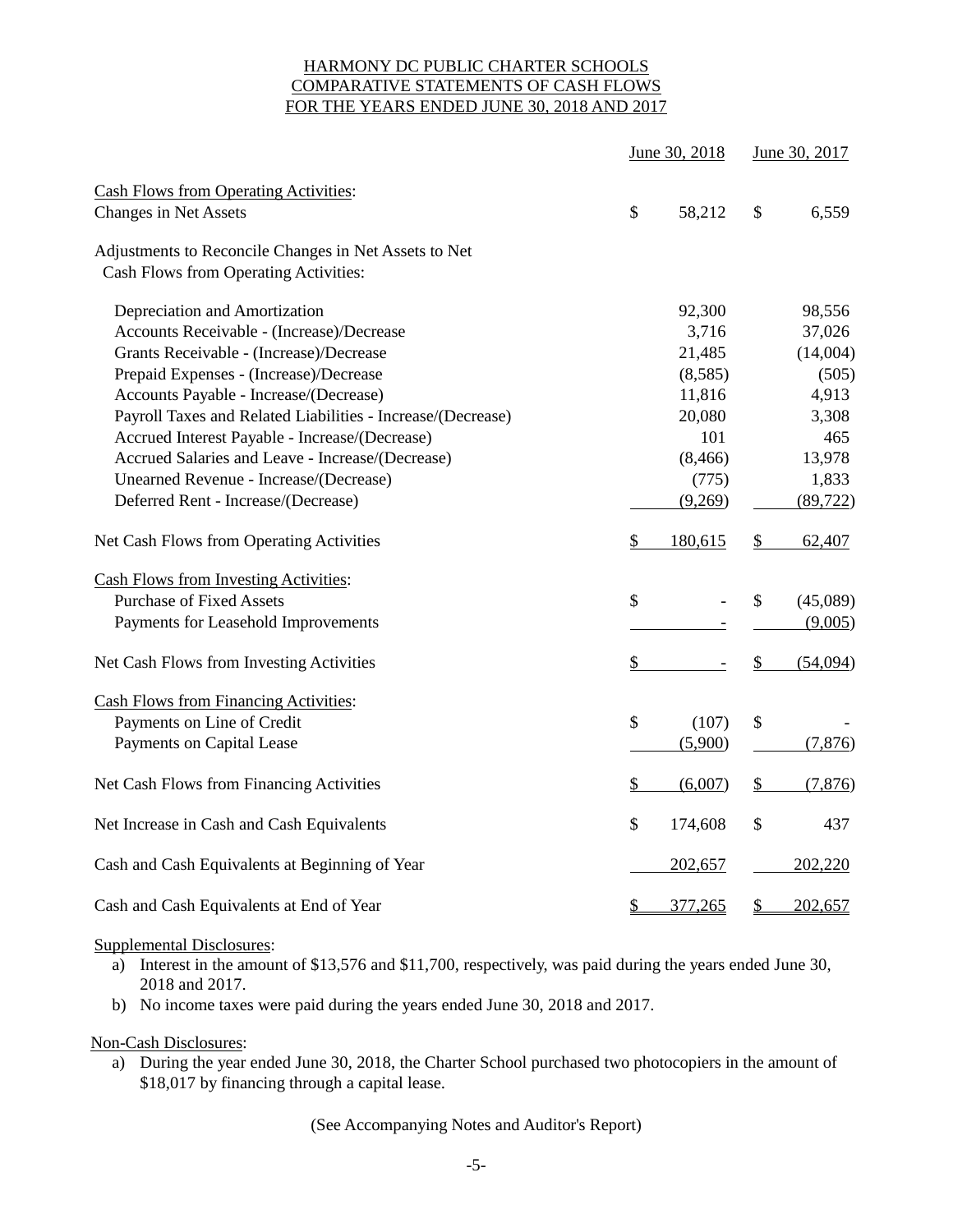HARMONY DC PUBLIC CHARTER SCHOOLS
COMPARATIVE STATEMENTS OF CASH FLOWS
FOR THE YEARS ENDED JUNE 30, 2018 AND 2017

| | June 30, 2018 | June 30, 2017 |
|---|---|---|
| Cash Flows from Operating Activities: | | |
| Changes in Net Assets | $ 58,212 | $ 6,559 |
| Adjustments to Reconcile Changes in Net Assets to Net Cash Flows from Operating Activities: | | |
| Depreciation and Amortization | 92,300 | 98,556 |
| Accounts Receivable - (Increase)/Decrease | 3,716 | 37,026 |
| Grants Receivable - (Increase)/Decrease | 21,485 | (14,004) |
| Prepaid Expenses - (Increase)/Decrease | (8,585) | (505) |
| Accounts Payable - Increase/(Decrease) | 11,816 | 4,913 |
| Payroll Taxes and Related Liabilities - Increase/(Decrease) | 20,080 | 3,308 |
| Accrued Interest Payable - Increase/(Decrease) | 101 | 465 |
| Accrued Salaries and Leave - Increase/(Decrease) | (8,466) | 13,978 |
| Unearned Revenue - Increase/(Decrease) | (775) | 1,833 |
| Deferred Rent - Increase/(Decrease) | (9,269) | (89,722) |
| Net Cash Flows from Operating Activities | $ 180,615 | $ 62,407 |
| Cash Flows from Investing Activities: | | |
| Purchase of Fixed Assets | $ - | $ (45,089) |
| Payments for Leasehold Improvements | - | (9,005) |
| Net Cash Flows from Investing Activities | $ - | $ (54,094) |
| Cash Flows from Financing Activities: | | |
| Payments on Line of Credit | $ (107) | $ - |
| Payments on Capital Lease | (5,900) | (7,876) |
| Net Cash Flows from Financing Activities | $ (6,007) | $ (7,876) |
| Net Increase in Cash and Cash Equivalents | $ 174,608 | $ 437 |
| Cash and Cash Equivalents at Beginning of Year | 202,657 | 202,220 |
| Cash and Cash Equivalents at End of Year | $ 377,265 | $ 202,657 |

Supplemental Disclosures:

a) Interest in the amount of $13,576 and $11,700, respectively, was paid during the years ended June 30, 2018 and 2017.
b) No income taxes were paid during the years ended June 30, 2018 and 2017.

Non-Cash Disclosures:

a) During the year ended June 30, 2018, the Charter School purchased two photocopiers in the amount of $18,017 by financing through a capital lease.

(See Accompanying Notes and Auditor's Report)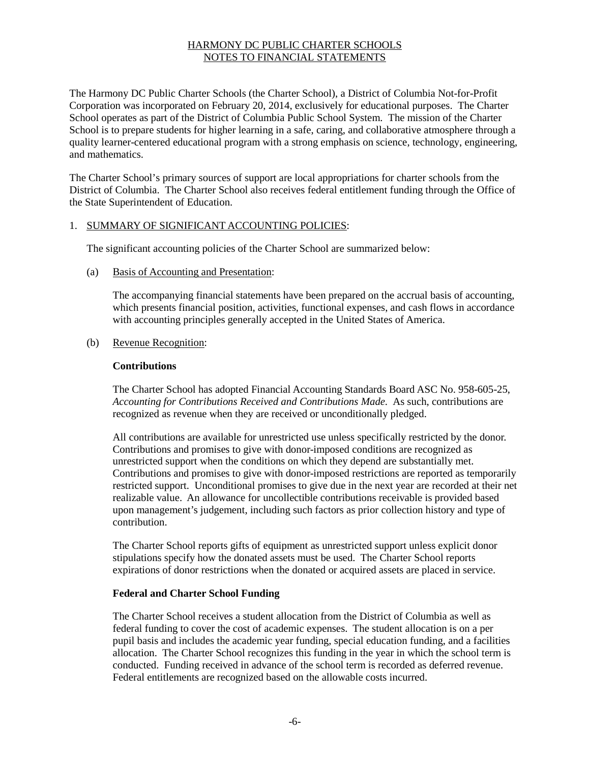HARMONY DC PUBLIC CHARTER SCHOOLS
NOTES TO FINANCIAL STATEMENTS

The Harmony DC Public Charter Schools (the Charter School), a District of Columbia Not-for-Profit Corporation was incorporated on February 20, 2014, exclusively for educational purposes. The Charter School operates as part of the District of Columbia Public School System. The mission of the Charter School is to prepare students for higher learning in a safe, caring, and collaborative atmosphere through a quality learner-centered educational program with a strong emphasis on science, technology, engineering, and mathematics.

The Charter School's primary sources of support are local appropriations for charter schools from the District of Columbia. The Charter School also receives federal entitlement funding through the Office of the State Superintendent of Education.

## 1. SUMMARY OF SIGNIFICANT ACCOUNTING POLICIES:

The significant accounting policies of the Charter School are summarized below:

### (a) Basis of Accounting and Presentation:

The accompanying financial statements have been prepared on the accrual basis of accounting, which presents financial position, activities, functional expenses, and cash flows in accordance with accounting principles generally accepted in the United States of America.

### (b) Revenue Recognition:

**Contributions**

The Charter School has adopted Financial Accounting Standards Board ASC No. 958-605-25, *Accounting for Contributions Received and Contributions Made.* As such, contributions are recognized as revenue when they are received or unconditionally pledged.

All contributions are available for unrestricted use unless specifically restricted by the donor. Contributions and promises to give with donor-imposed conditions are recognized as unrestricted support when the conditions on which they depend are substantially met. Contributions and promises to give with donor-imposed restrictions are reported as temporarily restricted support. Unconditional promises to give due in the next year are recorded at their net realizable value. An allowance for uncollectible contributions receivable is provided based upon management's judgement, including such factors as prior collection history and type of contribution.

The Charter School reports gifts of equipment as unrestricted support unless explicit donor stipulations specify how the donated assets must be used. The Charter School reports expirations of donor restrictions when the donated or acquired assets are placed in service.

**Federal and Charter School Funding**

The Charter School receives a student allocation from the District of Columbia as well as federal funding to cover the cost of academic expenses. The student allocation is on a per pupil basis and includes the academic year funding, special education funding, and a facilities allocation. The Charter School recognizes this funding in the year in which the school term is conducted. Funding received in advance of the school term is recorded as deferred revenue. Federal entitlements are recognized based on the allowable costs incurred.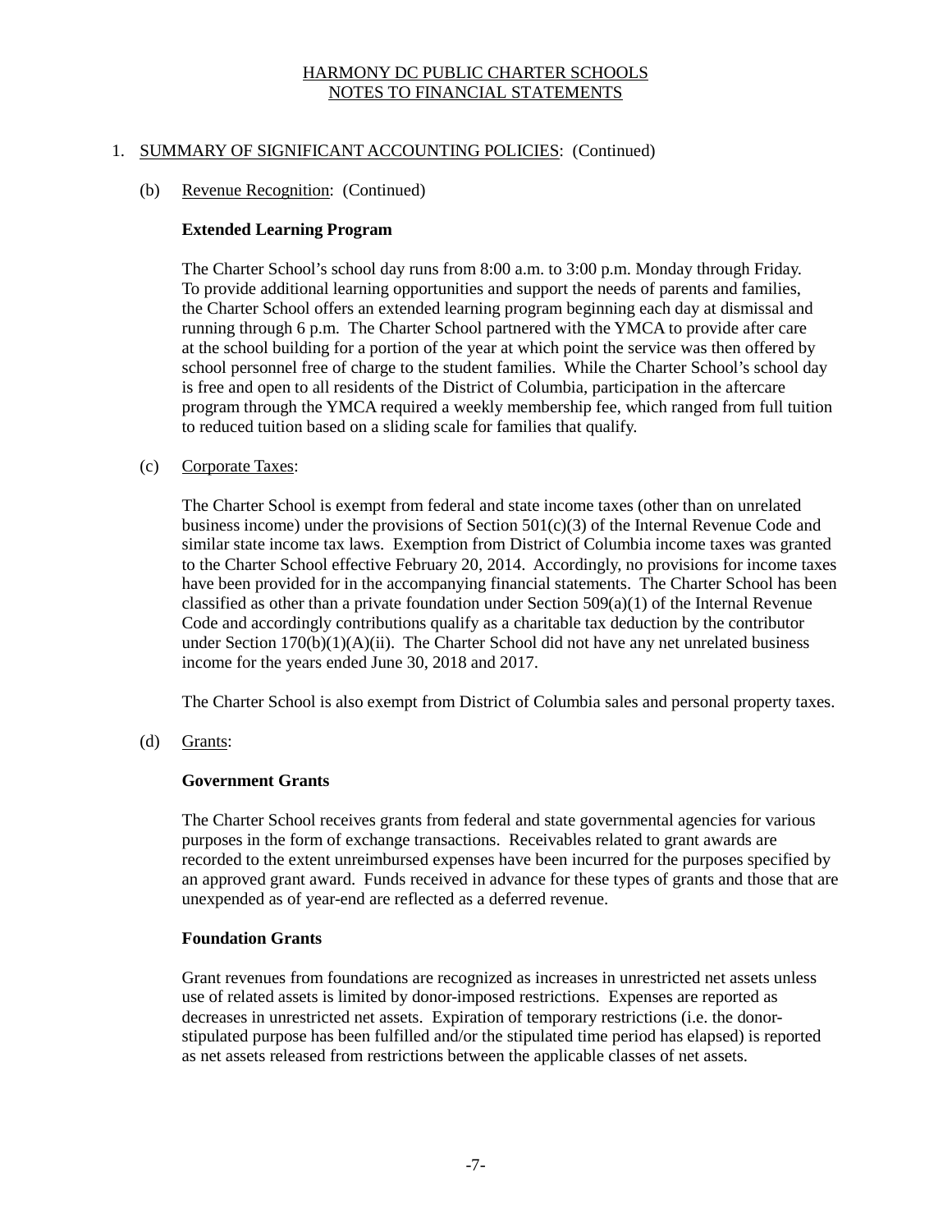# HARMONY DC PUBLIC CHARTER SCHOOLS
## NOTES TO FINANCIAL STATEMENTS

1. SUMMARY OF SIGNIFICANT ACCOUNTING POLICIES: (Continued)

   (b) Revenue Recognition: (Continued)

   **Extended Learning Program**

   The Charter School's school day runs from 8:00 a.m. to 3:00 p.m. Monday through Friday. To provide additional learning opportunities and support the needs of parents and families, the Charter School offers an extended learning program beginning each day at dismissal and running through 6 p.m. The Charter School partnered with the YMCA to provide after care at the school building for a portion of the year at which point the service was then offered by school personnel free of charge to the student families. While the Charter School's school day is free and open to all residents of the District of Columbia, participation in the aftercare program through the YMCA required a weekly membership fee, which ranged from full tuition to reduced tuition based on a sliding scale for families that qualify.

   (c) Corporate Taxes:

   The Charter School is exempt from federal and state income taxes (other than on unrelated business income) under the provisions of Section 501(c)(3) of the Internal Revenue Code and similar state income tax laws. Exemption from District of Columbia income taxes was granted to the Charter School effective February 20, 2014. Accordingly, no provisions for income taxes have been provided for in the accompanying financial statements. The Charter School has been classified as other than a private foundation under Section 509(a)(1) of the Internal Revenue Code and accordingly contributions qualify as a charitable tax deduction by the contributor under Section 170(b)(1)(A)(ii). The Charter School did not have any net unrelated business income for the years ended June 30, 2018 and 2017.

   The Charter School is also exempt from District of Columbia sales and personal property taxes.

   (d) Grants:

   **Government Grants**

   The Charter School receives grants from federal and state governmental agencies for various purposes in the form of exchange transactions. Receivables related to grant awards are recorded to the extent unreimbursed expenses have been incurred for the purposes specified by an approved grant award. Funds received in advance for these types of grants and those that are unexpended as of year-end are reflected as a deferred revenue.

   **Foundation Grants**

   Grant revenues from foundations are recognized as increases in unrestricted net assets unless use of related assets is limited by donor-imposed restrictions. Expenses are reported as decreases in unrestricted net assets. Expiration of temporary restrictions (i.e. the donor-stipulated purpose has been fulfilled and/or the stipulated time period has elapsed) is reported as net assets released from restrictions between the applicable classes of net assets.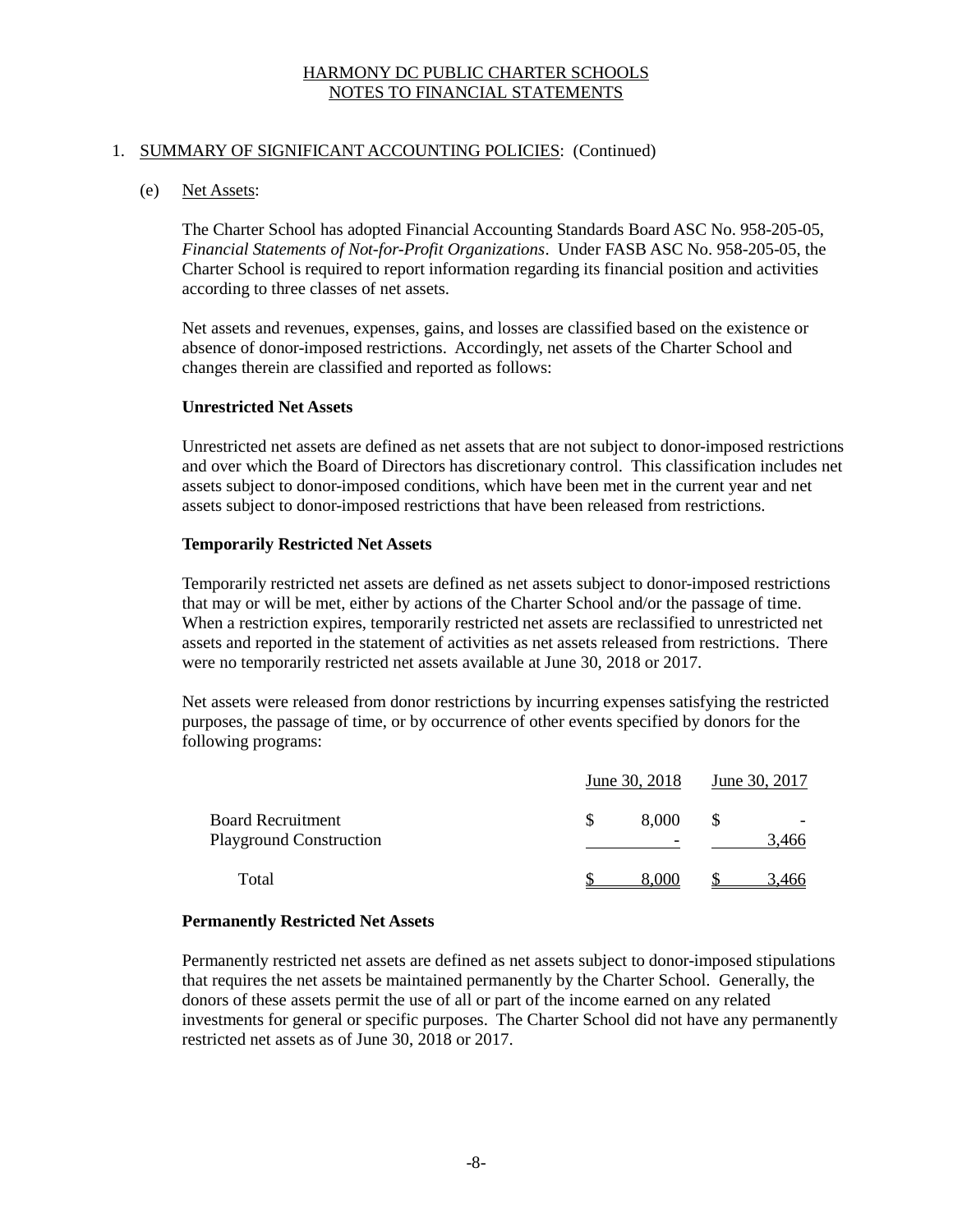HARMONY DC PUBLIC CHARTER SCHOOLS
NOTES TO FINANCIAL STATEMENTS

1. SUMMARY OF SIGNIFICANT ACCOUNTING POLICIES: (Continued)

(e) Net Assets:

The Charter School has adopted Financial Accounting Standards Board ASC No. 958-205-05, *Financial Statements of Not-for-Profit Organizations*. Under FASB ASC No. 958-205-05, the Charter School is required to report information regarding its financial position and activities according to three classes of net assets.

Net assets and revenues, expenses, gains, and losses are classified based on the existence or absence of donor-imposed restrictions. Accordingly, net assets of the Charter School and changes therein are classified and reported as follows:

**Unrestricted Net Assets**

Unrestricted net assets are defined as net assets that are not subject to donor-imposed restrictions and over which the Board of Directors has discretionary control. This classification includes net assets subject to donor-imposed conditions, which have been met in the current year and net assets subject to donor-imposed restrictions that have been released from restrictions.

**Temporarily Restricted Net Assets**

Temporarily restricted net assets are defined as net assets subject to donor-imposed restrictions that may or will be met, either by actions of the Charter School and/or the passage of time. When a restriction expires, temporarily restricted net assets are reclassified to unrestricted net assets and reported in the statement of activities as net assets released from restrictions. There were no temporarily restricted net assets available at June 30, 2018 or 2017.

Net assets were released from donor restrictions by incurring expenses satisfying the restricted purposes, the passage of time, or by occurrence of other events specified by donors for the following programs:

| | June 30, 2018 | June 30, 2017 |
|---|---|---|
| Board Recruitment | $ 8,000 | $ - |
| Playground Construction | - | 3,466 |
| Total | $ 8,000 | $ 3,466 |

**Permanently Restricted Net Assets**

Permanently restricted net assets are defined as net assets subject to donor-imposed stipulations that requires the net assets be maintained permanently by the Charter School. Generally, the donors of these assets permit the use of all or part of the income earned on any related investments for general or specific purposes. The Charter School did not have any permanently restricted net assets as of June 30, 2018 or 2017.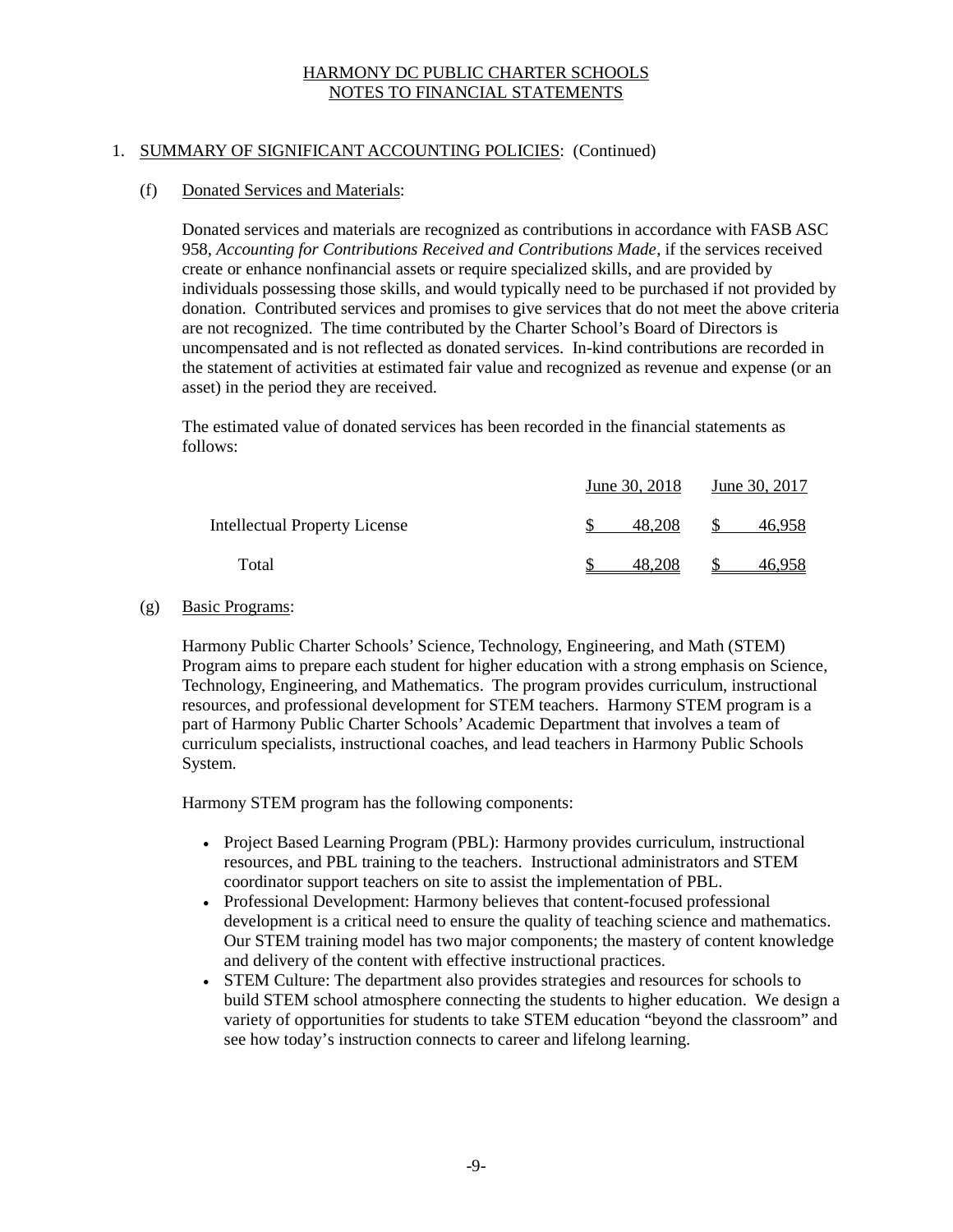HARMONY DC PUBLIC CHARTER SCHOOLS
NOTES TO FINANCIAL STATEMENTS

1. SUMMARY OF SIGNIFICANT ACCOUNTING POLICIES: (Continued)

(f) Donated Services and Materials:

Donated services and materials are recognized as contributions in accordance with FASB ASC 958, *Accounting for Contributions Received and Contributions Made*, if the services received create or enhance nonfinancial assets or require specialized skills, and are provided by individuals possessing those skills, and would typically need to be purchased if not provided by donation. Contributed services and promises to give services that do not meet the above criteria are not recognized. The time contributed by the Charter School's Board of Directors is uncompensated and is not reflected as donated services. In-kind contributions are recorded in the statement of activities at estimated fair value and recognized as revenue and expense (or an asset) in the period they are received.

The estimated value of donated services has been recorded in the financial statements as follows:

| | June 30, 2018 | June 30, 2017 |
|---|---|---|
| Intellectual Property License | $ 48,208 | $ 46,958 |
| Total | $ 48,208 | $ 46,958 |

(g) Basic Programs:

Harmony Public Charter Schools' Science, Technology, Engineering, and Math (STEM) Program aims to prepare each student for higher education with a strong emphasis on Science, Technology, Engineering, and Mathematics. The program provides curriculum, instructional resources, and professional development for STEM teachers. Harmony STEM program is a part of Harmony Public Charter Schools' Academic Department that involves a team of curriculum specialists, instructional coaches, and lead teachers in Harmony Public Schools System.

Harmony STEM program has the following components:

- Project Based Learning Program (PBL): Harmony provides curriculum, instructional resources, and PBL training to the teachers. Instructional administrators and STEM coordinator support teachers on site to assist the implementation of PBL.
- Professional Development: Harmony believes that content-focused professional development is a critical need to ensure the quality of teaching science and mathematics. Our STEM training model has two major components; the mastery of content knowledge and delivery of the content with effective instructional practices.
- STEM Culture: The department also provides strategies and resources for schools to build STEM school atmosphere connecting the students to higher education. We design a variety of opportunities for students to take STEM education "beyond the classroom" and see how today's instruction connects to career and lifelong learning.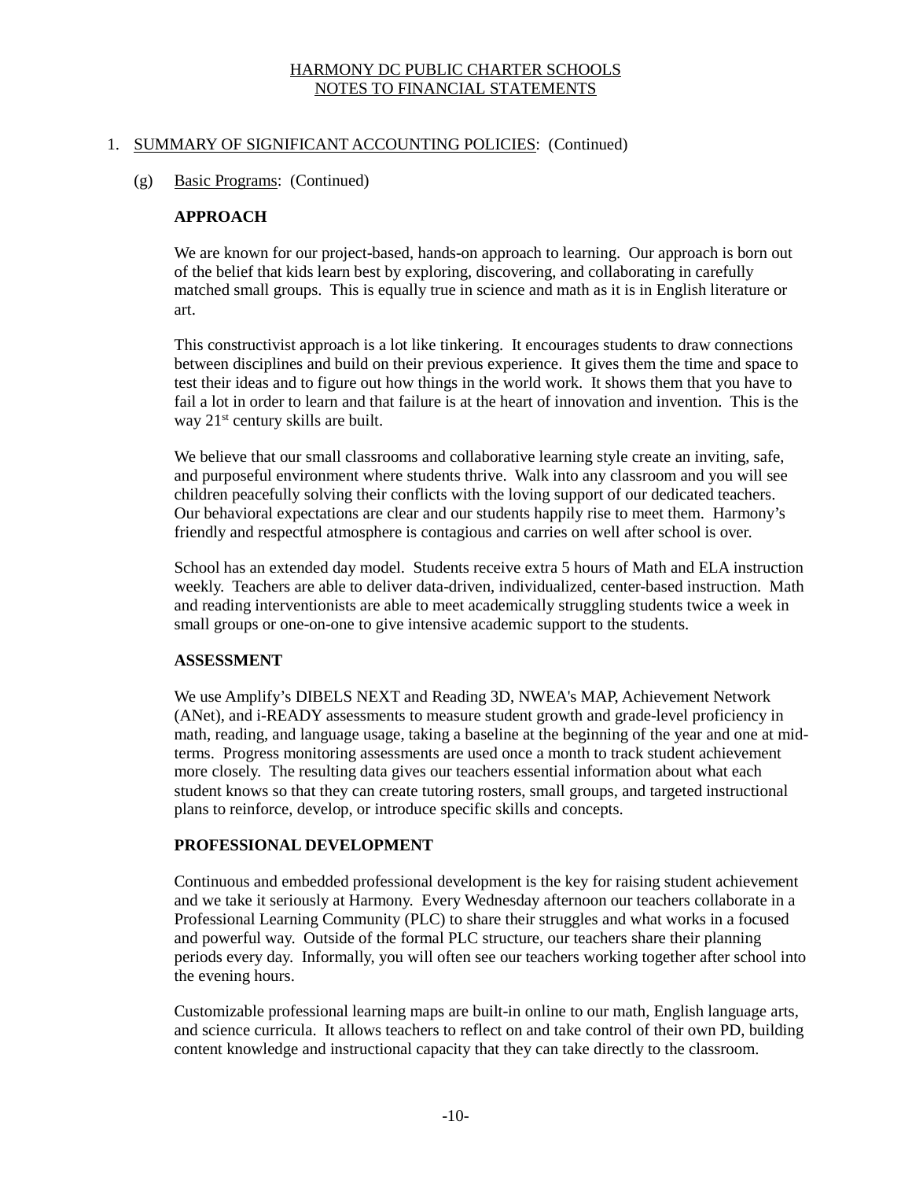HARMONY DC PUBLIC CHARTER SCHOOLS
NOTES TO FINANCIAL STATEMENTS

1. SUMMARY OF SIGNIFICANT ACCOUNTING POLICIES: (Continued)

   (g) Basic Programs: (Continued)

**APPROACH**

We are known for our project-based, hands-on approach to learning. Our approach is born out of the belief that kids learn best by exploring, discovering, and collaborating in carefully matched small groups. This is equally true in science and math as it is in English literature or art.

This constructivist approach is a lot like tinkering. It encourages students to draw connections between disciplines and build on their previous experience. It gives them the time and space to test their ideas and to figure out how things in the world work. It shows them that you have to fail a lot in order to learn and that failure is at the heart of innovation and invention. This is the way 21st century skills are built.

We believe that our small classrooms and collaborative learning style create an inviting, safe, and purposeful environment where students thrive. Walk into any classroom and you will see children peacefully solving their conflicts with the loving support of our dedicated teachers. Our behavioral expectations are clear and our students happily rise to meet them. Harmony's friendly and respectful atmosphere is contagious and carries on well after school is over.

School has an extended day model. Students receive extra 5 hours of Math and ELA instruction weekly. Teachers are able to deliver data-driven, individualized, center-based instruction. Math and reading interventionists are able to meet academically struggling students twice a week in small groups or one-on-one to give intensive academic support to the students.

**ASSESSMENT**

We use Amplify's DIBELS NEXT and Reading 3D, NWEA's MAP, Achievement Network (ANet), and i-READY assessments to measure student growth and grade-level proficiency in math, reading, and language usage, taking a baseline at the beginning of the year and one at mid-terms. Progress monitoring assessments are used once a month to track student achievement more closely. The resulting data gives our teachers essential information about what each student knows so that they can create tutoring rosters, small groups, and targeted instructional plans to reinforce, develop, or introduce specific skills and concepts.

**PROFESSIONAL DEVELOPMENT**

Continuous and embedded professional development is the key for raising student achievement and we take it seriously at Harmony. Every Wednesday afternoon our teachers collaborate in a Professional Learning Community (PLC) to share their struggles and what works in a focused and powerful way. Outside of the formal PLC structure, our teachers share their planning periods every day. Informally, you will often see our teachers working together after school into the evening hours.

Customizable professional learning maps are built-in online to our math, English language arts, and science curricula. It allows teachers to reflect on and take control of their own PD, building content knowledge and instructional capacity that they can take directly to the classroom.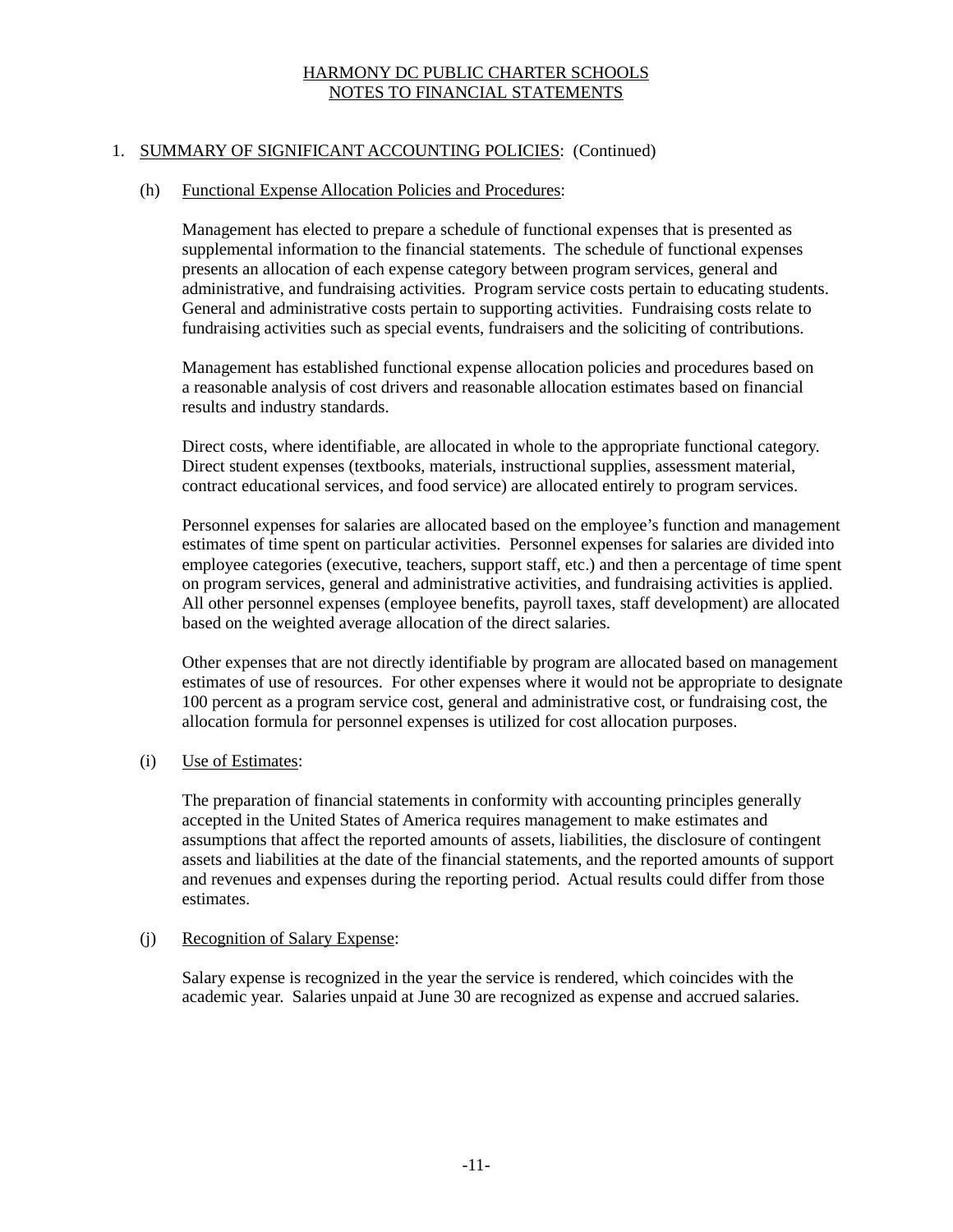# HARMONY DC PUBLIC CHARTER SCHOOLS
## NOTES TO FINANCIAL STATEMENTS

1. SUMMARY OF SIGNIFICANT ACCOUNTING POLICIES: (Continued)

   (h) Functional Expense Allocation Policies and Procedures:

   Management has elected to prepare a schedule of functional expenses that is presented as supplemental information to the financial statements. The schedule of functional expenses presents an allocation of each expense category between program services, general and administrative, and fundraising activities. Program service costs pertain to educating students. General and administrative costs pertain to supporting activities. Fundraising costs relate to fundraising activities such as special events, fundraisers and the soliciting of contributions.

   Management has established functional expense allocation policies and procedures based on a reasonable analysis of cost drivers and reasonable allocation estimates based on financial results and industry standards.

   Direct costs, where identifiable, are allocated in whole to the appropriate functional category. Direct student expenses (textbooks, materials, instructional supplies, assessment material, contract educational services, and food service) are allocated entirely to program services.

   Personnel expenses for salaries are allocated based on the employee's function and management estimates of time spent on particular activities. Personnel expenses for salaries are divided into employee categories (executive, teachers, support staff, etc.) and then a percentage of time spent on program services, general and administrative activities, and fundraising activities is applied. All other personnel expenses (employee benefits, payroll taxes, staff development) are allocated based on the weighted average allocation of the direct salaries.

   Other expenses that are not directly identifiable by program are allocated based on management estimates of use of resources. For other expenses where it would not be appropriate to designate 100 percent as a program service cost, general and administrative cost, or fundraising cost, the allocation formula for personnel expenses is utilized for cost allocation purposes.

   (i) Use of Estimates:

   The preparation of financial statements in conformity with accounting principles generally accepted in the United States of America requires management to make estimates and assumptions that affect the reported amounts of assets, liabilities, the disclosure of contingent assets and liabilities at the date of the financial statements, and the reported amounts of support and revenues and expenses during the reporting period. Actual results could differ from those estimates.

   (j) Recognition of Salary Expense:

   Salary expense is recognized in the year the service is rendered, which coincides with the academic year. Salaries unpaid at June 30 are recognized as expense and accrued salaries.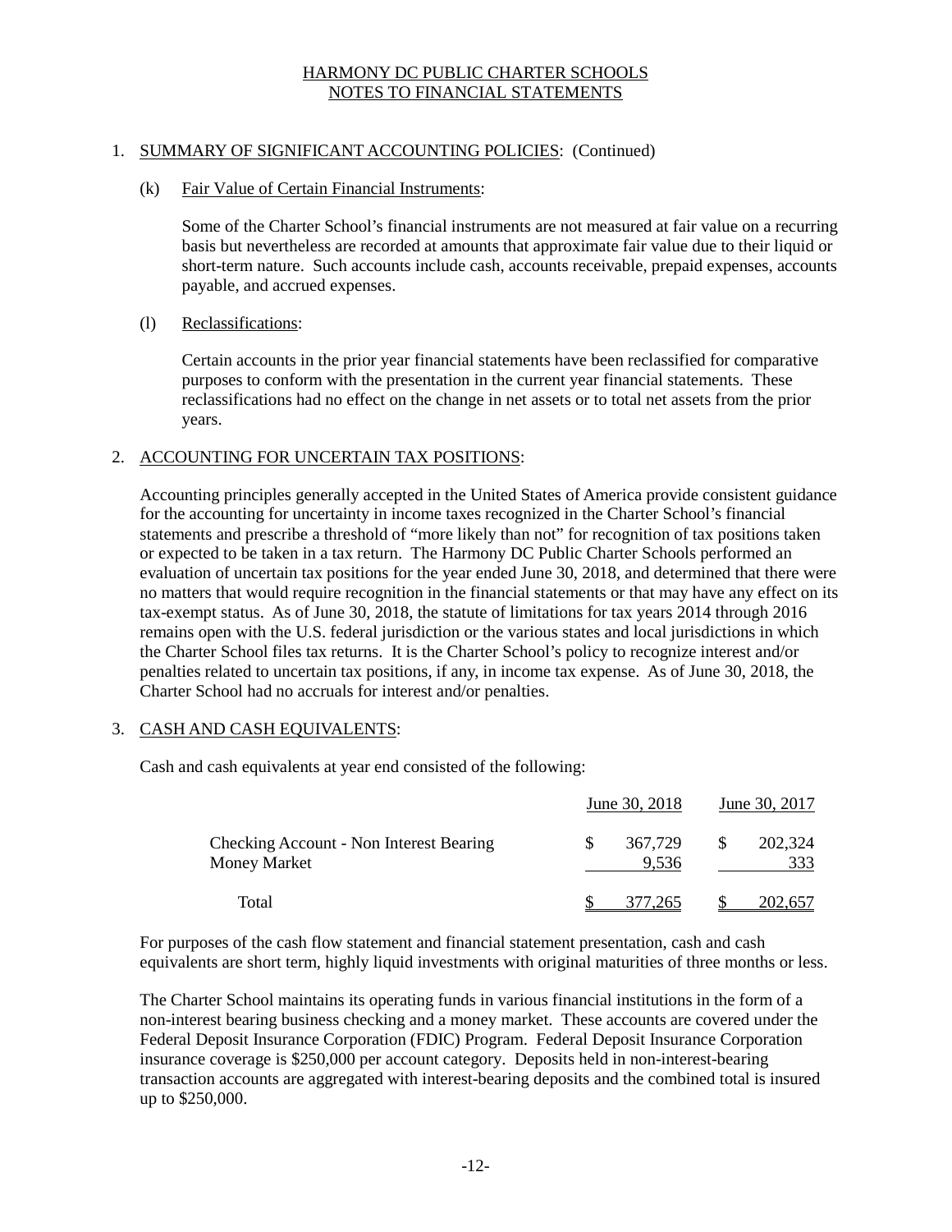HARMONY DC PUBLIC CHARTER SCHOOLS
NOTES TO FINANCIAL STATEMENTS

1. SUMMARY OF SIGNIFICANT ACCOUNTING POLICIES: (Continued)

(k) Fair Value of Certain Financial Instruments:

Some of the Charter School's financial instruments are not measured at fair value on a recurring basis but nevertheless are recorded at amounts that approximate fair value due to their liquid or short-term nature. Such accounts include cash, accounts receivable, prepaid expenses, accounts payable, and accrued expenses.

(l) Reclassifications:

Certain accounts in the prior year financial statements have been reclassified for comparative purposes to conform with the presentation in the current year financial statements. These reclassifications had no effect on the change in net assets or to total net assets from the prior years.

2. ACCOUNTING FOR UNCERTAIN TAX POSITIONS:

Accounting principles generally accepted in the United States of America provide consistent guidance for the accounting for uncertainty in income taxes recognized in the Charter School's financial statements and prescribe a threshold of "more likely than not" for recognition of tax positions taken or expected to be taken in a tax return. The Harmony DC Public Charter Schools performed an evaluation of uncertain tax positions for the year ended June 30, 2018, and determined that there were no matters that would require recognition in the financial statements or that may have any effect on its tax-exempt status. As of June 30, 2018, the statute of limitations for tax years 2014 through 2016 remains open with the U.S. federal jurisdiction or the various states and local jurisdictions in which the Charter School files tax returns. It is the Charter School's policy to recognize interest and/or penalties related to uncertain tax positions, if any, in income tax expense. As of June 30, 2018, the Charter School had no accruals for interest and/or penalties.

3. CASH AND CASH EQUIVALENTS:

Cash and cash equivalents at year end consisted of the following:

| | June 30, 2018 | June 30, 2017 |
|---|---|---|
| Checking Account - Non Interest Bearing | $ 367,729 | $ 202,324 |
| Money Market | 9,536 | 333 |
| Total | $ 377,265 | $ 202,657 |

For purposes of the cash flow statement and financial statement presentation, cash and cash equivalents are short term, highly liquid investments with original maturities of three months or less.

The Charter School maintains its operating funds in various financial institutions in the form of a non-interest bearing business checking and a money market. These accounts are covered under the Federal Deposit Insurance Corporation (FDIC) Program. Federal Deposit Insurance Corporation insurance coverage is $250,000 per account category. Deposits held in non-interest-bearing transaction accounts are aggregated with interest-bearing deposits and the combined total is insured up to $250,000.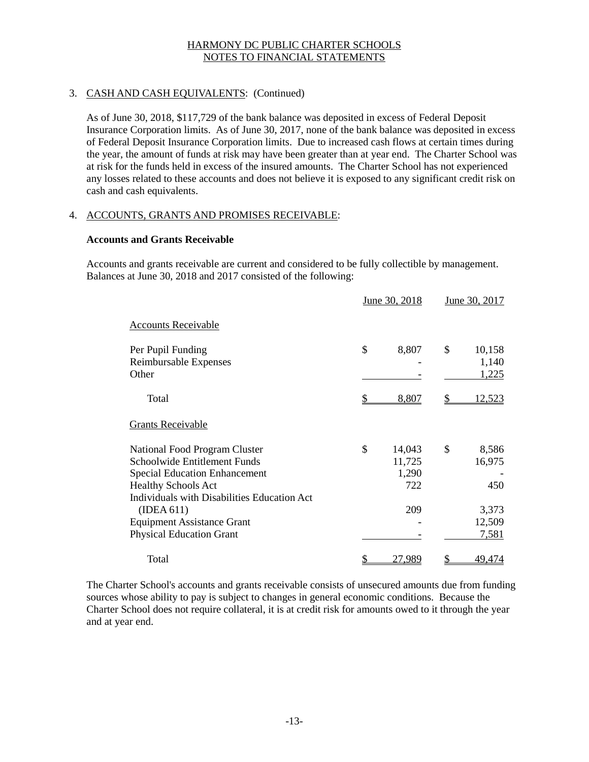# HARMONY DC PUBLIC CHARTER SCHOOLS
## NOTES TO FINANCIAL STATEMENTS

### 3. CASH AND CASH EQUIVALENTS: (Continued)

As of June 30, 2018, $117,729 of the bank balance was deposited in excess of Federal Deposit Insurance Corporation limits. As of June 30, 2017, none of the bank balance was deposited in excess of Federal Deposit Insurance Corporation limits. Due to increased cash flows at certain times during the year, the amount of funds at risk may have been greater than at year end. The Charter School was at risk for the funds held in excess of the insured amounts. The Charter School has not experienced any losses related to these accounts and does not believe it is exposed to any significant credit risk on cash and cash equivalents.

### 4. ACCOUNTS, GRANTS AND PROMISES RECEIVABLE:

**Accounts and Grants Receivable**

Accounts and grants receivable are current and considered to be fully collectible by management. Balances at June 30, 2018 and 2017 consisted of the following:

| | June 30, 2018 | June 30, 2017 |
|---|---|---|
| Accounts Receivable | | |
| Per Pupil Funding | $ 8,807 | $ 10,158 |
| Reimbursable Expenses | - | 1,140 |
| Other | - | 1,225 |
| Total | $ 8,807 | $ 12,523 |
| Grants Receivable | | |
| National Food Program Cluster | $ 14,043 | $ 8,586 |
| Schoolwide Entitlement Funds | 11,725 | 16,975 |
| Special Education Enhancement | 1,290 | - |
| Healthy Schools Act | 722 | 450 |
| Individuals with Disabilities Education Act (IDEA 611) | 209 | 3,373 |
| Equipment Assistance Grant | - | 12,509 |
| Physical Education Grant | - | 7,581 |
| Total | $ 27,989 | $ 49,474 |

The Charter School's accounts and grants receivable consists of unsecured amounts due from funding sources whose ability to pay is subject to changes in general economic conditions. Because the Charter School does not require collateral, it is at credit risk for amounts owed to it through the year and at year end.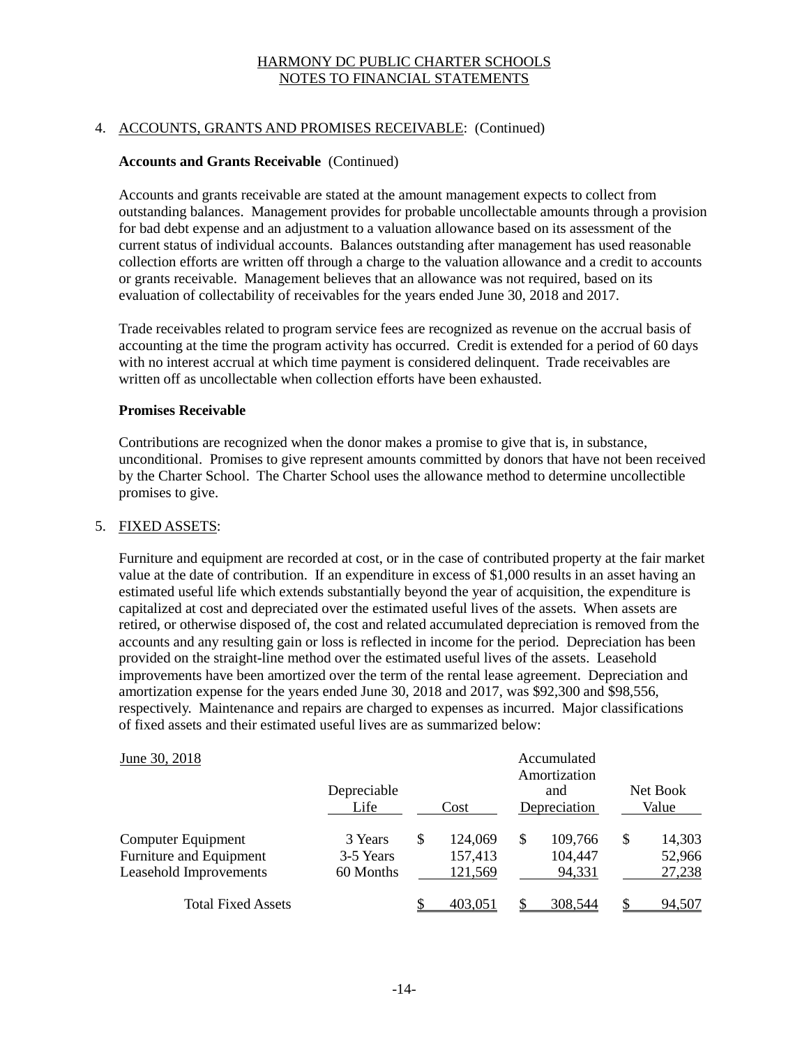HARMONY DC PUBLIC CHARTER SCHOOLS
NOTES TO FINANCIAL STATEMENTS

4. ACCOUNTS, GRANTS AND PROMISES RECEIVABLE: (Continued)

**Accounts and Grants Receivable** (Continued)

Accounts and grants receivable are stated at the amount management expects to collect from outstanding balances. Management provides for probable uncollectable amounts through a provision for bad debt expense and an adjustment to a valuation allowance based on its assessment of the current status of individual accounts. Balances outstanding after management has used reasonable collection efforts are written off through a charge to the valuation allowance and a credit to accounts or grants receivable. Management believes that an allowance was not required, based on its evaluation of collectability of receivables for the years ended June 30, 2018 and 2017.

Trade receivables related to program service fees are recognized as revenue on the accrual basis of accounting at the time the program activity has occurred. Credit is extended for a period of 60 days with no interest accrual at which time payment is considered delinquent. Trade receivables are written off as uncollectable when collection efforts have been exhausted.

**Promises Receivable**

Contributions are recognized when the donor makes a promise to give that is, in substance, unconditional. Promises to give represent amounts committed by donors that have not been received by the Charter School. The Charter School uses the allowance method to determine uncollectible promises to give.

5. FIXED ASSETS:

Furniture and equipment are recorded at cost, or in the case of contributed property at the fair market value at the date of contribution. If an expenditure in excess of $1,000 results in an asset having an estimated useful life which extends substantially beyond the year of acquisition, the expenditure is capitalized at cost and depreciated over the estimated useful lives of the assets. When assets are retired, or otherwise disposed of, the cost and related accumulated depreciation is removed from the accounts and any resulting gain or loss is reflected in income for the period. Depreciation has been provided on the straight-line method over the estimated useful lives of the assets. Leasehold improvements have been amortized over the term of the rental lease agreement. Depreciation and amortization expense for the years ended June 30, 2018 and 2017, was $92,300 and $98,556, respectively. Maintenance and repairs are charged to expenses as incurred. Major classifications of fixed assets and their estimated useful lives are as summarized below:

| June 30, 2018 | Depreciable Life | Cost | Accumulated Amortization and Depreciation | Net Book Value |
|---|---|---|---|---|
| Computer Equipment | 3 Years | $ 124,069 | $ 109,766 | $ 14,303 |
| Furniture and Equipment | 3-5 Years | 157,413 | 104,447 | 52,966 |
| Leasehold Improvements | 60 Months | 121,569 | 94,331 | 27,238 |
| Total Fixed Assets | | $ 403,051 | $ 308,544 | $ 94,507 |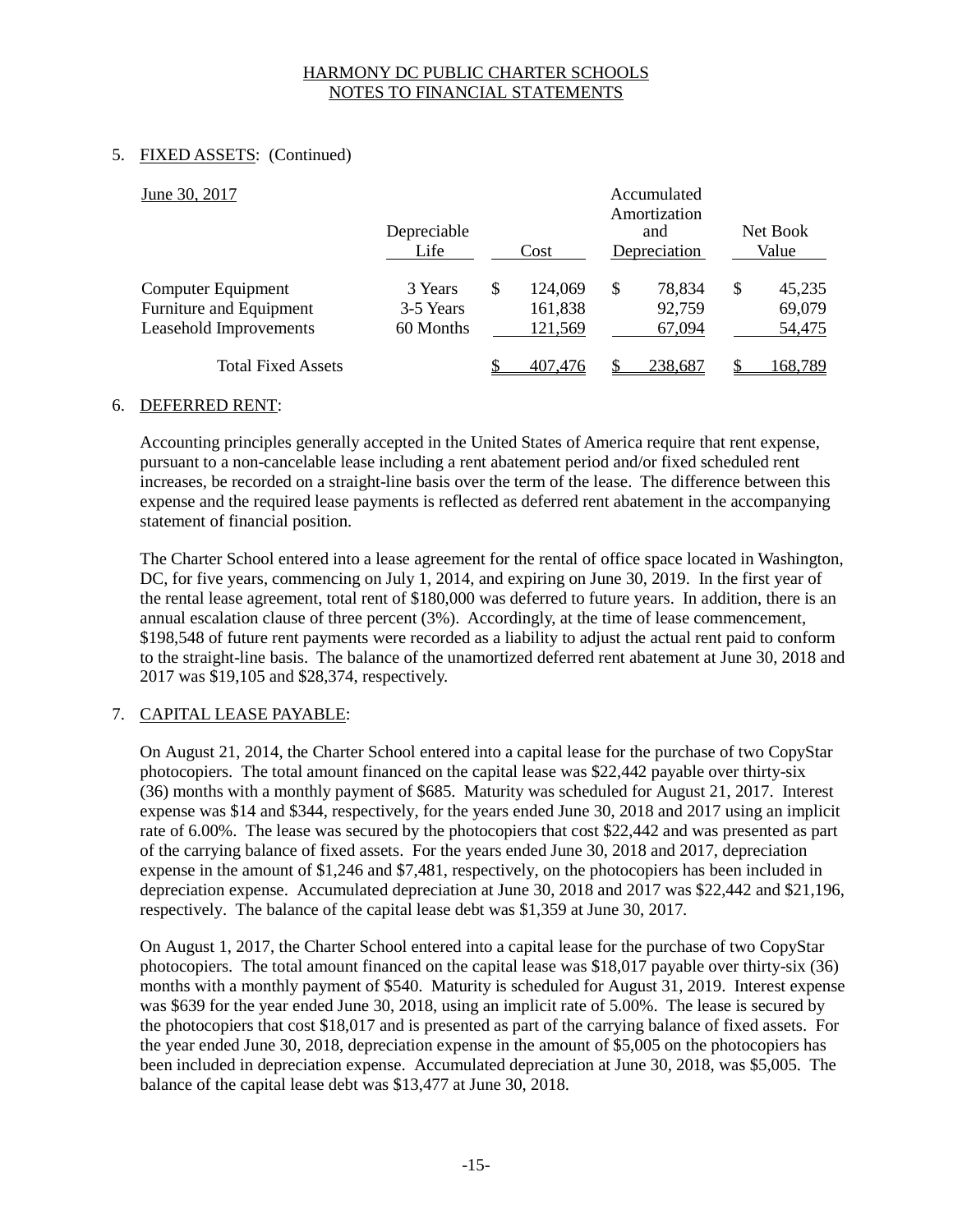HARMONY DC PUBLIC CHARTER SCHOOLS
NOTES TO FINANCIAL STATEMENTS

5. FIXED ASSETS: (Continued)

| June 30, 2017 | Depreciable Life | Cost | Accumulated Amortization and Depreciation | Net Book Value |
|---|---|---|---|---|
| Computer Equipment | 3 Years | $ 124,069 | $ 78,834 | $ 45,235 |
| Furniture and Equipment | 3-5 Years | 161,838 | 92,759 | 69,079 |
| Leasehold Improvements | 60 Months | 121,569 | 67,094 | 54,475 |
| Total Fixed Assets | | $ 407,476 | $ 238,687 | $ 168,789 |

6. DEFERRED RENT:

Accounting principles generally accepted in the United States of America require that rent expense, pursuant to a non-cancelable lease including a rent abatement period and/or fixed scheduled rent increases, be recorded on a straight-line basis over the term of the lease. The difference between this expense and the required lease payments is reflected as deferred rent abatement in the accompanying statement of financial position.

The Charter School entered into a lease agreement for the rental of office space located in Washington, DC, for five years, commencing on July 1, 2014, and expiring on June 30, 2019. In the first year of the rental lease agreement, total rent of $180,000 was deferred to future years. In addition, there is an annual escalation clause of three percent (3%). Accordingly, at the time of lease commencement, $198,548 of future rent payments were recorded as a liability to adjust the actual rent paid to conform to the straight-line basis. The balance of the unamortized deferred rent abatement at June 30, 2018 and 2017 was $19,105 and $28,374, respectively.

7. CAPITAL LEASE PAYABLE:

On August 21, 2014, the Charter School entered into a capital lease for the purchase of two CopyStar photocopiers. The total amount financed on the capital lease was $22,442 payable over thirty-six (36) months with a monthly payment of $685. Maturity was scheduled for August 21, 2017. Interest expense was $14 and $344, respectively, for the years ended June 30, 2018 and 2017 using an implicit rate of 6.00%. The lease was secured by the photocopiers that cost $22,442 and was presented as part of the carrying balance of fixed assets. For the years ended June 30, 2018 and 2017, depreciation expense in the amount of $1,246 and $7,481, respectively, on the photocopiers has been included in depreciation expense. Accumulated depreciation at June 30, 2018 and 2017 was $22,442 and $21,196, respectively. The balance of the capital lease debt was $1,359 at June 30, 2017.

On August 1, 2017, the Charter School entered into a capital lease for the purchase of two CopyStar photocopiers. The total amount financed on the capital lease was $18,017 payable over thirty-six (36) months with a monthly payment of $540. Maturity is scheduled for August 31, 2019. Interest expense was $639 for the year ended June 30, 2018, using an implicit rate of 5.00%. The lease is secured by the photocopiers that cost $18,017 and is presented as part of the carrying balance of fixed assets. For the year ended June 30, 2018, depreciation expense in the amount of $5,005 on the photocopiers has been included in depreciation expense. Accumulated depreciation at June 30, 2018, was $5,005. The balance of the capital lease debt was $13,477 at June 30, 2018.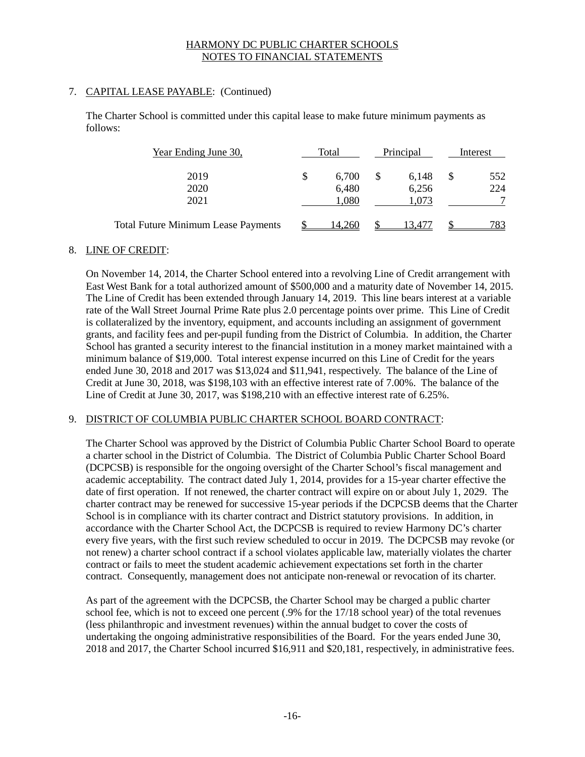## 7. CAPITAL LEASE PAYABLE: (Continued)

The Charter School is committed under this capital lease to make future minimum payments as follows:

| Year Ending June 30, | Total | Principal | Interest |
|---|---|---|---|
| 2019 | $ 6,700 | $ 6,148 | $ 552 |
| 2020 | 6,480 | 6,256 | 224 |
| 2021 | 1,080 | 1,073 | 7 |
| Total Future Minimum Lease Payments | $ 14,260 | $ 13,477 | $ 783 |

## 8. LINE OF CREDIT:

On November 14, 2014, the Charter School entered into a revolving Line of Credit arrangement with East West Bank for a total authorized amount of $500,000 and a maturity date of November 14, 2015. The Line of Credit has been extended through January 14, 2019. This line bears interest at a variable rate of the Wall Street Journal Prime Rate plus 2.0 percentage points over prime. This Line of Credit is collateralized by the inventory, equipment, and accounts including an assignment of government grants, and facility fees and per-pupil funding from the District of Columbia. In addition, the Charter School has granted a security interest to the financial institution in a money market maintained with a minimum balance of $19,000. Total interest expense incurred on this Line of Credit for the years ended June 30, 2018 and 2017 was $13,024 and $11,941, respectively. The balance of the Line of Credit at June 30, 2018, was $198,103 with an effective interest rate of 7.00%. The balance of the Line of Credit at June 30, 2017, was $198,210 with an effective interest rate of 6.25%.

## 9. DISTRICT OF COLUMBIA PUBLIC CHARTER SCHOOL BOARD CONTRACT:

The Charter School was approved by the District of Columbia Public Charter School Board to operate a charter school in the District of Columbia. The District of Columbia Public Charter School Board (DCPCSB) is responsible for the ongoing oversight of the Charter School's fiscal management and academic acceptability. The contract dated July 1, 2014, provides for a 15-year charter effective the date of first operation. If not renewed, the charter contract will expire on or about July 1, 2029. The charter contract may be renewed for successive 15-year periods if the DCPCSB deems that the Charter School is in compliance with its charter contract and District statutory provisions. In addition, in accordance with the Charter School Act, the DCPCSB is required to review Harmony DC's charter every five years, with the first such review scheduled to occur in 2019. The DCPCSB may revoke (or not renew) a charter school contract if a school violates applicable law, materially violates the charter contract or fails to meet the student academic achievement expectations set forth in the charter contract. Consequently, management does not anticipate non-renewal or revocation of its charter.

As part of the agreement with the DCPCSB, the Charter School may be charged a public charter school fee, which is not to exceed one percent (.9% for the 17/18 school year) of the total revenues (less philanthropic and investment revenues) within the annual budget to cover the costs of undertaking the ongoing administrative responsibilities of the Board. For the years ended June 30, 2018 and 2017, the Charter School incurred $16,911 and $20,181, respectively, in administrative fees.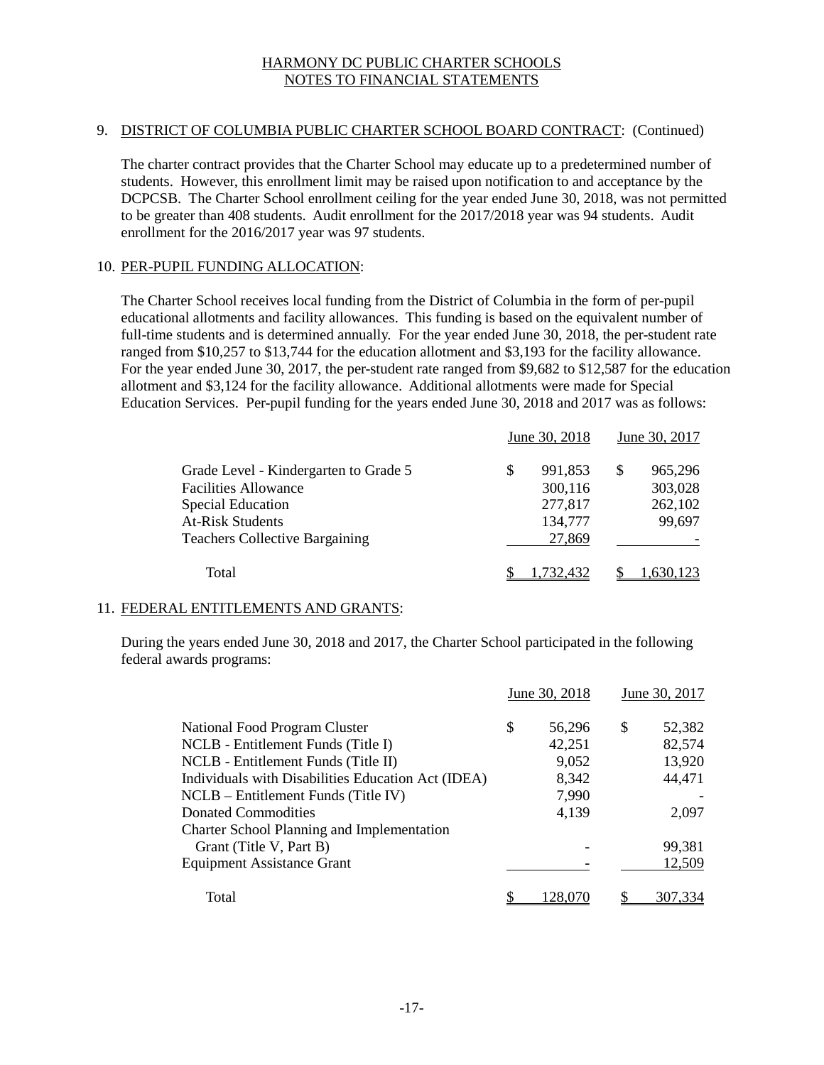HARMONY DC PUBLIC CHARTER SCHOOLS
NOTES TO FINANCIAL STATEMENTS

9. DISTRICT OF COLUMBIA PUBLIC CHARTER SCHOOL BOARD CONTRACT: (Continued)

The charter contract provides that the Charter School may educate up to a predetermined number of students. However, this enrollment limit may be raised upon notification to and acceptance by the DCPCSB. The Charter School enrollment ceiling for the year ended June 30, 2018, was not permitted to be greater than 408 students. Audit enrollment for the 2017/2018 year was 94 students. Audit enrollment for the 2016/2017 year was 97 students.

10. PER-PUPIL FUNDING ALLOCATION:

The Charter School receives local funding from the District of Columbia in the form of per-pupil educational allotments and facility allowances. This funding is based on the equivalent number of full-time students and is determined annually. For the year ended June 30, 2018, the per-student rate ranged from $10,257 to $13,744 for the education allotment and $3,193 for the facility allowance. For the year ended June 30, 2017, the per-student rate ranged from $9,682 to $12,587 for the education allotment and $3,124 for the facility allowance. Additional allotments were made for Special Education Services. Per-pupil funding for the years ended June 30, 2018 and 2017 was as follows:

| | June 30, 2018 | June 30, 2017 |
|---|---|---|
| Grade Level - Kindergarten to Grade 5 | $ 991,853 | $ 965,296 |
| Facilities Allowance | 300,116 | 303,028 |
| Special Education | 277,817 | 262,102 |
| At-Risk Students | 134,777 | 99,697 |
| Teachers Collective Bargaining | 27,869 | - |
| Total | $ 1,732,432 | $ 1,630,123 |

11. FEDERAL ENTITLEMENTS AND GRANTS:

During the years ended June 30, 2018 and 2017, the Charter School participated in the following federal awards programs:

| | June 30, 2018 | June 30, 2017 |
|---|---|---|
| National Food Program Cluster | $ 56,296 | $ 52,382 |
| NCLB - Entitlement Funds (Title I) | 42,251 | 82,574 |
| NCLB - Entitlement Funds (Title II) | 9,052 | 13,920 |
| Individuals with Disabilities Education Act (IDEA) | 8,342 | 44,471 |
| NCLB – Entitlement Funds (Title IV) | 7,990 | - |
| Donated Commodities | 4,139 | 2,097 |
| Charter School Planning and Implementation Grant (Title V, Part B) | - | 99,381 |
| Equipment Assistance Grant | - | 12,509 |
| Total | $ 128,070 | $ 307,334 |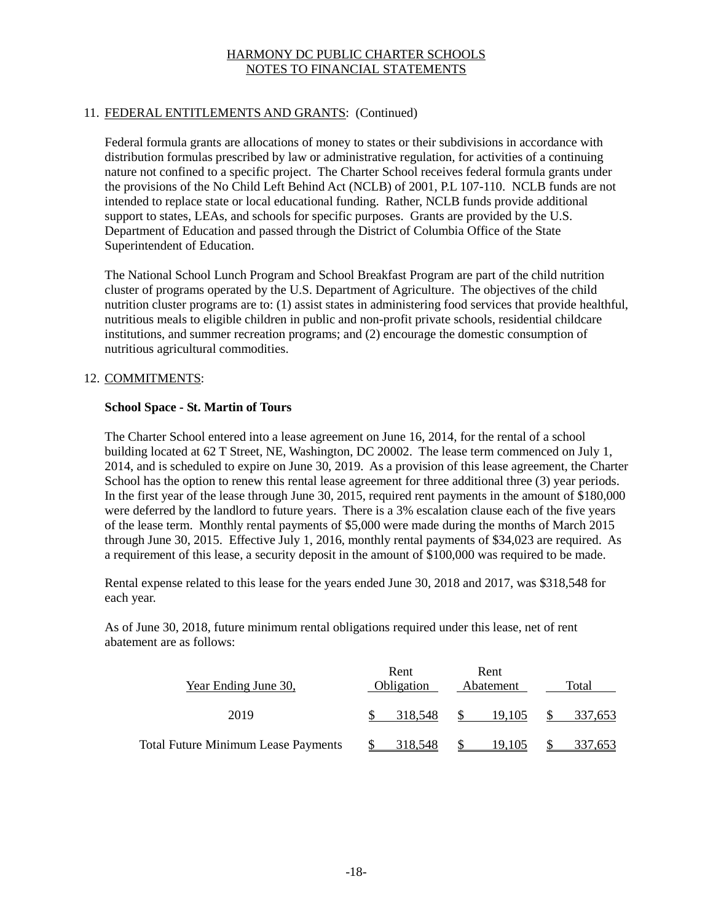# HARMONY DC PUBLIC CHARTER SCHOOLS
## NOTES TO FINANCIAL STATEMENTS

11. FEDERAL ENTITLEMENTS AND GRANTS: (Continued)

Federal formula grants are allocations of money to states or their subdivisions in accordance with distribution formulas prescribed by law or administrative regulation, for activities of a continuing nature not confined to a specific project. The Charter School receives federal formula grants under the provisions of the No Child Left Behind Act (NCLB) of 2001, P.L 107-110. NCLB funds are not intended to replace state or local educational funding. Rather, NCLB funds provide additional support to states, LEAs, and schools for specific purposes. Grants are provided by the U.S. Department of Education and passed through the District of Columbia Office of the State Superintendent of Education.

The National School Lunch Program and School Breakfast Program are part of the child nutrition cluster of programs operated by the U.S. Department of Agriculture. The objectives of the child nutrition cluster programs are to: (1) assist states in administering food services that provide healthful, nutritious meals to eligible children in public and non-profit private schools, residential childcare institutions, and summer recreation programs; and (2) encourage the domestic consumption of nutritious agricultural commodities.

12. COMMITMENTS:

**School Space - St. Martin of Tours**

The Charter School entered into a lease agreement on June 16, 2014, for the rental of a school building located at 62 T Street, NE, Washington, DC 20002. The lease term commenced on July 1, 2014, and is scheduled to expire on June 30, 2019. As a provision of this lease agreement, the Charter School has the option to renew this rental lease agreement for three additional three (3) year periods. In the first year of the lease through June 30, 2015, required rent payments in the amount of $180,000 were deferred by the landlord to future years. There is a 3% escalation clause each of the five years of the lease term. Monthly rental payments of $5,000 were made during the months of March 2015 through June 30, 2015. Effective July 1, 2016, monthly rental payments of $34,023 are required. As a requirement of this lease, a security deposit in the amount of $100,000 was required to be made.

Rental expense related to this lease for the years ended June 30, 2018 and 2017, was $318,548 for each year.

As of June 30, 2018, future minimum rental obligations required under this lease, net of rent abatement are as follows:

| Year Ending June 30, | Rent Obligation | Rent Abatement | Total |
|---|---|---|---|
| 2019 | $ 318,548 | $ 19,105 | $ 337,653 |
| Total Future Minimum Lease Payments | $ 318,548 | $ 19,105 | $ 337,653 |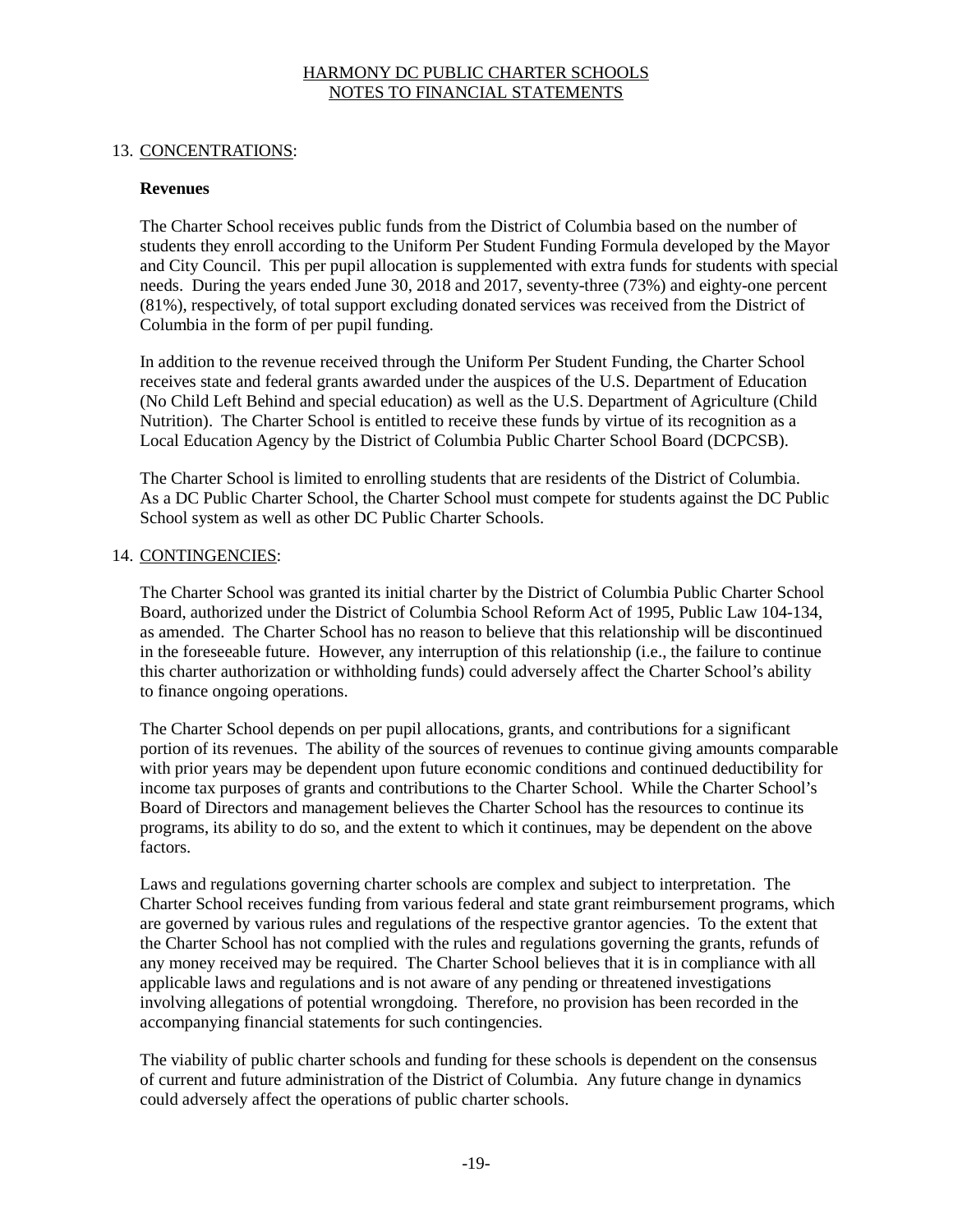# HARMONY DC PUBLIC CHARTER SCHOOLS
## NOTES TO FINANCIAL STATEMENTS

13. CONCENTRATIONS:

**Revenues**

The Charter School receives public funds from the District of Columbia based on the number of students they enroll according to the Uniform Per Student Funding Formula developed by the Mayor and City Council. This per pupil allocation is supplemented with extra funds for students with special needs. During the years ended June 30, 2018 and 2017, seventy-three (73%) and eighty-one percent (81%), respectively, of total support excluding donated services was received from the District of Columbia in the form of per pupil funding.

In addition to the revenue received through the Uniform Per Student Funding, the Charter School receives state and federal grants awarded under the auspices of the U.S. Department of Education (No Child Left Behind and special education) as well as the U.S. Department of Agriculture (Child Nutrition). The Charter School is entitled to receive these funds by virtue of its recognition as a Local Education Agency by the District of Columbia Public Charter School Board (DCPCSB).

The Charter School is limited to enrolling students that are residents of the District of Columbia. As a DC Public Charter School, the Charter School must compete for students against the DC Public School system as well as other DC Public Charter Schools.

14. CONTINGENCIES:

The Charter School was granted its initial charter by the District of Columbia Public Charter School Board, authorized under the District of Columbia School Reform Act of 1995, Public Law 104-134, as amended. The Charter School has no reason to believe that this relationship will be discontinued in the foreseeable future. However, any interruption of this relationship (i.e., the failure to continue this charter authorization or withholding funds) could adversely affect the Charter School's ability to finance ongoing operations.

The Charter School depends on per pupil allocations, grants, and contributions for a significant portion of its revenues. The ability of the sources of revenues to continue giving amounts comparable with prior years may be dependent upon future economic conditions and continued deductibility for income tax purposes of grants and contributions to the Charter School. While the Charter School's Board of Directors and management believes the Charter School has the resources to continue its programs, its ability to do so, and the extent to which it continues, may be dependent on the above factors.

Laws and regulations governing charter schools are complex and subject to interpretation. The Charter School receives funding from various federal and state grant reimbursement programs, which are governed by various rules and regulations of the respective grantor agencies. To the extent that the Charter School has not complied with the rules and regulations governing the grants, refunds of any money received may be required. The Charter School believes that it is in compliance with all applicable laws and regulations and is not aware of any pending or threatened investigations involving allegations of potential wrongdoing. Therefore, no provision has been recorded in the accompanying financial statements for such contingencies.

The viability of public charter schools and funding for these schools is dependent on the consensus of current and future administration of the District of Columbia. Any future change in dynamics could adversely affect the operations of public charter schools.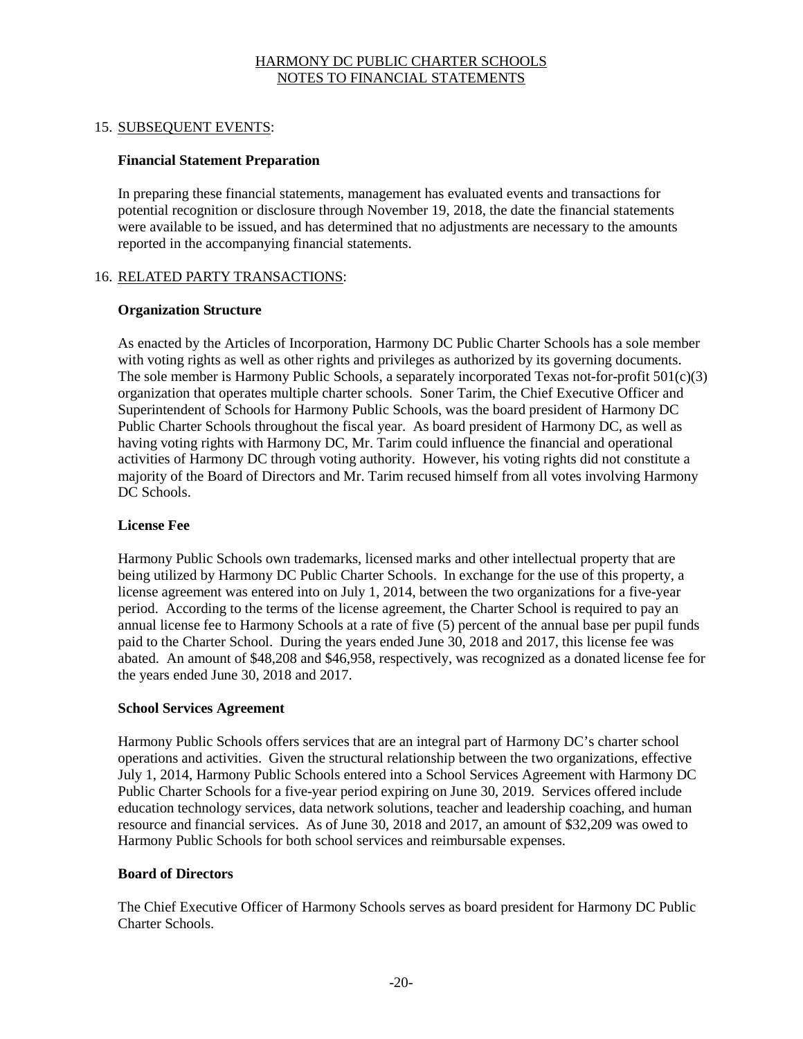## 15. SUBSEQUENT EVENTS:

### Financial Statement Preparation

In preparing these financial statements, management has evaluated events and transactions for potential recognition or disclosure through November 19, 2018, the date the financial statements were available to be issued, and has determined that no adjustments are necessary to the amounts reported in the accompanying financial statements.

## 16. RELATED PARTY TRANSACTIONS:

### Organization Structure

As enacted by the Articles of Incorporation, Harmony DC Public Charter Schools has a sole member with voting rights as well as other rights and privileges as authorized by its governing documents. The sole member is Harmony Public Schools, a separately incorporated Texas not-for-profit 501(c)(3) organization that operates multiple charter schools. Soner Tarim, the Chief Executive Officer and Superintendent of Schools for Harmony Public Schools, was the board president of Harmony DC Public Charter Schools throughout the fiscal year. As board president of Harmony DC, as well as having voting rights with Harmony DC, Mr. Tarim could influence the financial and operational activities of Harmony DC through voting authority. However, his voting rights did not constitute a majority of the Board of Directors and Mr. Tarim recused himself from all votes involving Harmony DC Schools.

### License Fee

Harmony Public Schools own trademarks, licensed marks and other intellectual property that are being utilized by Harmony DC Public Charter Schools. In exchange for the use of this property, a license agreement was entered into on July 1, 2014, between the two organizations for a five-year period. According to the terms of the license agreement, the Charter School is required to pay an annual license fee to Harmony Schools at a rate of five (5) percent of the annual base per pupil funds paid to the Charter School. During the years ended June 30, 2018 and 2017, this license fee was abated. An amount of $48,208 and $46,958, respectively, was recognized as a donated license fee for the years ended June 30, 2018 and 2017.

### School Services Agreement

Harmony Public Schools offers services that are an integral part of Harmony DC's charter school operations and activities. Given the structural relationship between the two organizations, effective July 1, 2014, Harmony Public Schools entered into a School Services Agreement with Harmony DC Public Charter Schools for a five-year period expiring on June 30, 2019. Services offered include education technology services, data network solutions, teacher and leadership coaching, and human resource and financial services. As of June 30, 2018 and 2017, an amount of $32,209 was owed to Harmony Public Schools for both school services and reimbursable expenses.

### Board of Directors

The Chief Executive Officer of Harmony Schools serves as board president for Harmony DC Public Charter Schools.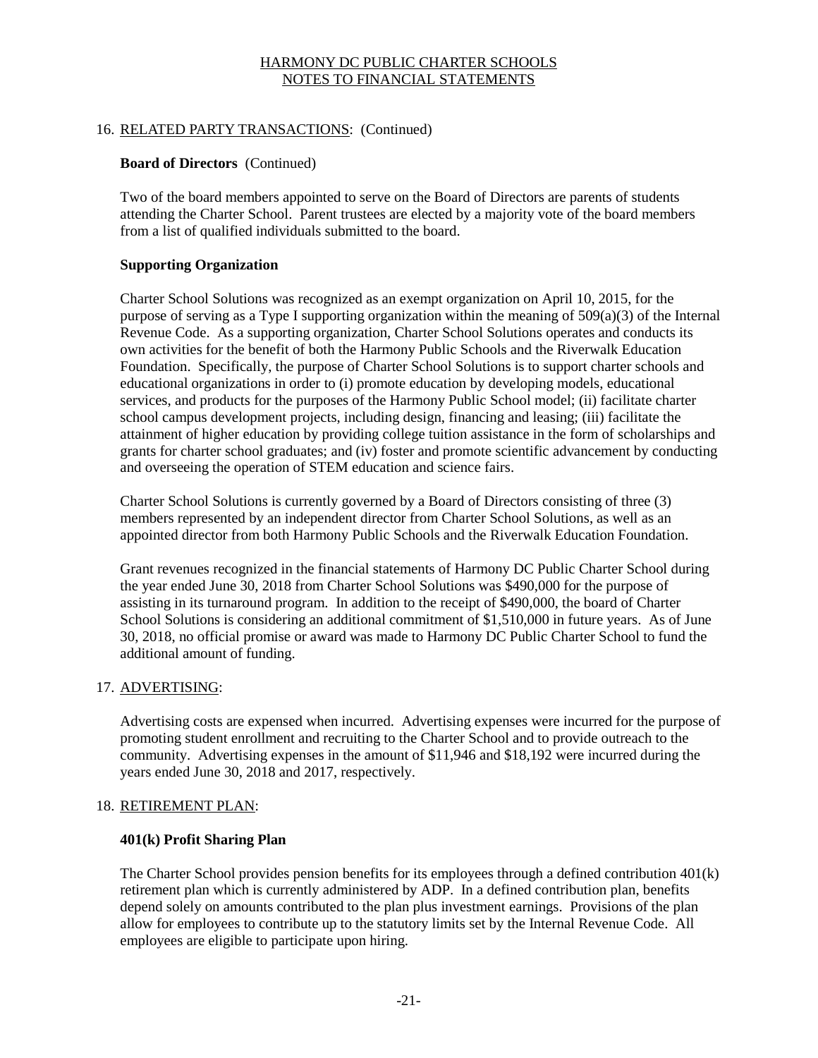## 16. RELATED PARTY TRANSACTIONS: (Continued)

### Board of Directors (Continued)

Two of the board members appointed to serve on the Board of Directors are parents of students attending the Charter School. Parent trustees are elected by a majority vote of the board members from a list of qualified individuals submitted to the board.

### Supporting Organization

Charter School Solutions was recognized as an exempt organization on April 10, 2015, for the purpose of serving as a Type I supporting organization within the meaning of 509(a)(3) of the Internal Revenue Code. As a supporting organization, Charter School Solutions operates and conducts its own activities for the benefit of both the Harmony Public Schools and the Riverwalk Education Foundation. Specifically, the purpose of Charter School Solutions is to support charter schools and educational organizations in order to (i) promote education by developing models, educational services, and products for the purposes of the Harmony Public School model; (ii) facilitate charter school campus development projects, including design, financing and leasing; (iii) facilitate the attainment of higher education by providing college tuition assistance in the form of scholarships and grants for charter school graduates; and (iv) foster and promote scientific advancement by conducting and overseeing the operation of STEM education and science fairs.

Charter School Solutions is currently governed by a Board of Directors consisting of three (3) members represented by an independent director from Charter School Solutions, as well as an appointed director from both Harmony Public Schools and the Riverwalk Education Foundation.

Grant revenues recognized in the financial statements of Harmony DC Public Charter School during the year ended June 30, 2018 from Charter School Solutions was $490,000 for the purpose of assisting in its turnaround program. In addition to the receipt of $490,000, the board of Charter School Solutions is considering an additional commitment of $1,510,000 in future years. As of June 30, 2018, no official promise or award was made to Harmony DC Public Charter School to fund the additional amount of funding.

## 17. ADVERTISING:

Advertising costs are expensed when incurred. Advertising expenses were incurred for the purpose of promoting student enrollment and recruiting to the Charter School and to provide outreach to the community. Advertising expenses in the amount of $11,946 and $18,192 were incurred during the years ended June 30, 2018 and 2017, respectively.

## 18. RETIREMENT PLAN:

### 401(k) Profit Sharing Plan

The Charter School provides pension benefits for its employees through a defined contribution 401(k) retirement plan which is currently administered by ADP. In a defined contribution plan, benefits depend solely on amounts contributed to the plan plus investment earnings. Provisions of the plan allow for employees to contribute up to the statutory limits set by the Internal Revenue Code. All employees are eligible to participate upon hiring.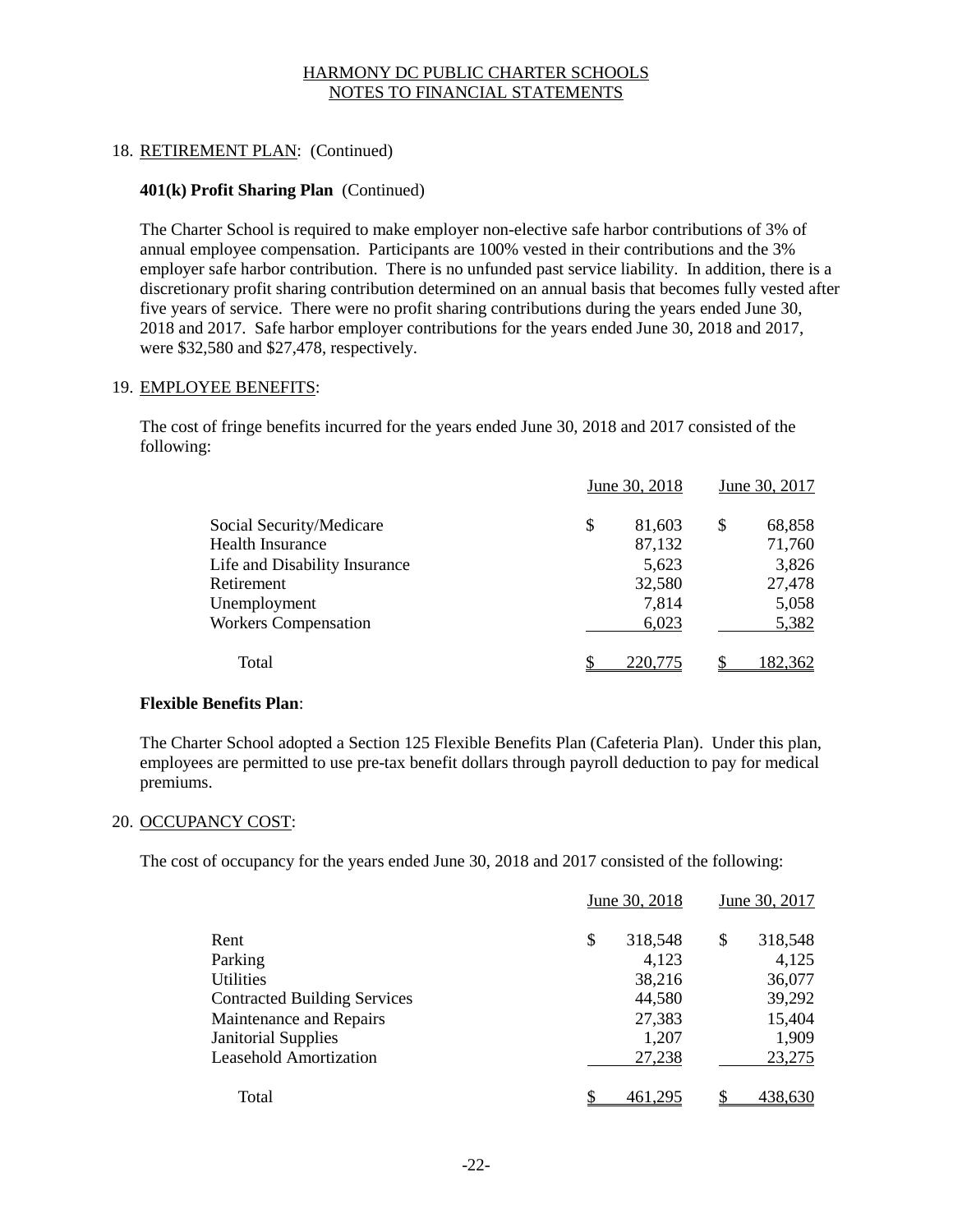HARMONY DC PUBLIC CHARTER SCHOOLS
NOTES TO FINANCIAL STATEMENTS

18. RETIREMENT PLAN: (Continued)

**401(k) Profit Sharing Plan** (Continued)

The Charter School is required to make employer non-elective safe harbor contributions of 3% of annual employee compensation. Participants are 100% vested in their contributions and the 3% employer safe harbor contribution. There is no unfunded past service liability. In addition, there is a discretionary profit sharing contribution determined on an annual basis that becomes fully vested after five years of service. There were no profit sharing contributions during the years ended June 30, 2018 and 2017. Safe harbor employer contributions for the years ended June 30, 2018 and 2017, were $32,580 and $27,478, respectively.

19. EMPLOYEE BENEFITS:

The cost of fringe benefits incurred for the years ended June 30, 2018 and 2017 consisted of the following:

| | June 30, 2018 | June 30, 2017 |
|---|---|---|
| Social Security/Medicare | $ 81,603 | $ 68,858 |
| Health Insurance | 87,132 | 71,760 |
| Life and Disability Insurance | 5,623 | 3,826 |
| Retirement | 32,580 | 27,478 |
| Unemployment | 7,814 | 5,058 |
| Workers Compensation | 6,023 | 5,382 |
| Total | $ 220,775 | $ 182,362 |

**Flexible Benefits Plan**:

The Charter School adopted a Section 125 Flexible Benefits Plan (Cafeteria Plan). Under this plan, employees are permitted to use pre-tax benefit dollars through payroll deduction to pay for medical premiums.

20. OCCUPANCY COST:

The cost of occupancy for the years ended June 30, 2018 and 2017 consisted of the following:

| | June 30, 2018 | June 30, 2017 |
|---|---|---|
| Rent | $ 318,548 | $ 318,548 |
| Parking | 4,123 | 4,125 |
| Utilities | 38,216 | 36,077 |
| Contracted Building Services | 44,580 | 39,292 |
| Maintenance and Repairs | 27,383 | 15,404 |
| Janitorial Supplies | 1,207 | 1,909 |
| Leasehold Amortization | 27,238 | 23,275 |
| Total | $ 461,295 | $ 438,630 |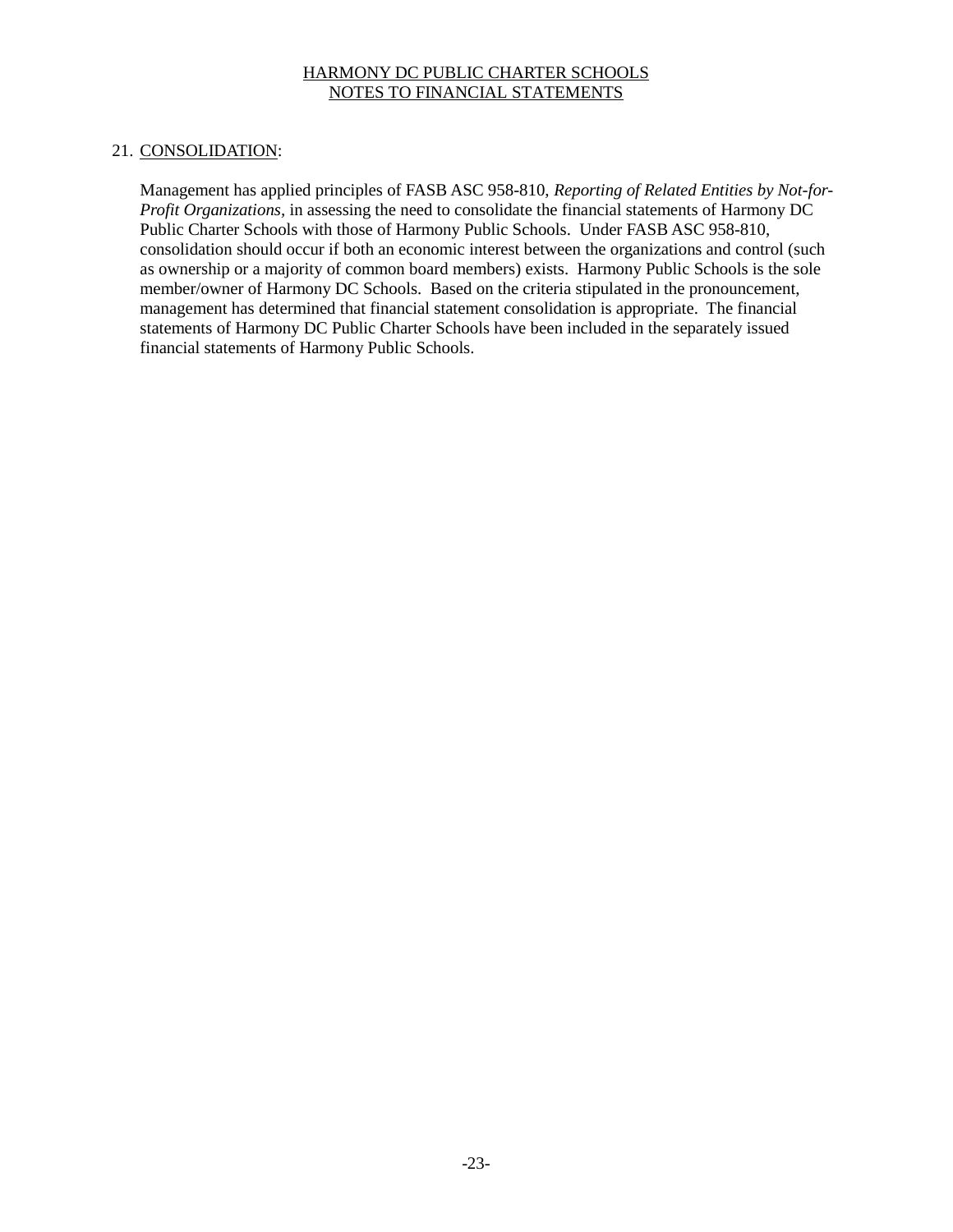## 21. CONSOLIDATION:

Management has applied principles of FASB ASC 958-810, *Reporting of Related Entities by Not-for-Profit Organizations,* in assessing the need to consolidate the financial statements of Harmony DC Public Charter Schools with those of Harmony Public Schools. Under FASB ASC 958-810, consolidation should occur if both an economic interest between the organizations and control (such as ownership or a majority of common board members) exists. Harmony Public Schools is the sole member/owner of Harmony DC Schools. Based on the criteria stipulated in the pronouncement, management has determined that financial statement consolidation is appropriate. The financial statements of Harmony DC Public Charter Schools have been included in the separately issued financial statements of Harmony Public Schools.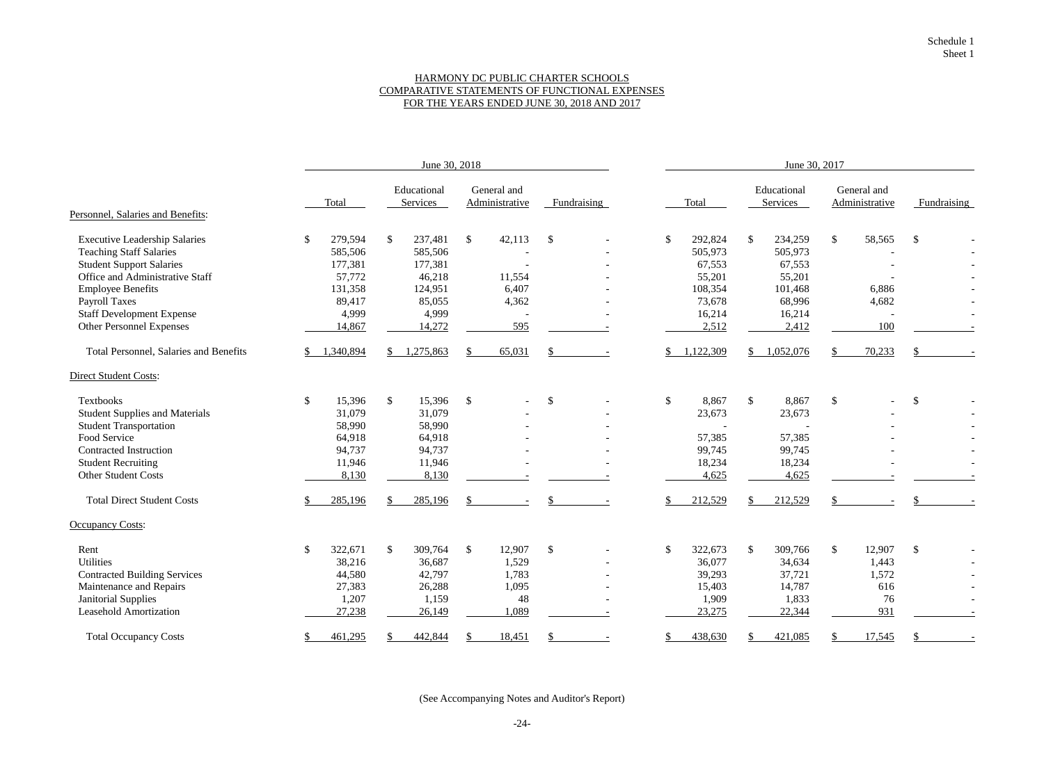Schedule 1
Sheet 1

# HARMONY DC PUBLIC CHARTER SCHOOLS
## COMPARATIVE STATEMENTS OF FUNCTIONAL EXPENSES
## FOR THE YEARS ENDED JUNE 30, 2018 AND 2017

| | June 30, 2018 | | | | June 30, 2017 | | | |
|---|---|---|---|---|---|---|---|---|
| | Total | Educational Services | General and Administrative | Fundraising | Total | Educational Services | General and Administrative | Fundraising |
| **Personnel, Salaries and Benefits:** | | | | | | | | |
| Executive Leadership Salaries | $ 279,594 | $ 237,481 | $ 42,113 | $ - | $ 292,824 | $ 234,259 | $ 58,565 | $ - |
| Teaching Staff Salaries | 585,506 | 585,506 | - | - | 505,973 | 505,973 | - | - |
| Student Support Salaries | 177,381 | 177,381 | - | - | 67,553 | 67,553 | - | - |
| Office and Administrative Staff | 57,772 | 46,218 | 11,554 | - | 55,201 | 55,201 | - | - |
| Employee Benefits | 131,358 | 124,951 | 6,407 | - | 108,354 | 101,468 | 6,886 | - |
| Payroll Taxes | 89,417 | 85,055 | 4,362 | - | 73,678 | 68,996 | 4,682 | - |
| Staff Development Expense | 4,999 | 4,999 | - | - | 16,214 | 16,214 | - | - |
| Other Personnel Expenses | 14,867 | 14,272 | 595 | - | 2,512 | 2,412 | 100 | - |
| Total Personnel, Salaries and Benefits | $ 1,340,894 | $ 1,275,863 | $ 65,031 | $ - | $ 1,122,309 | $ 1,052,076 | $ 70,233 | $ - |
| **Direct Student Costs:** | | | | | | | | |
| Textbooks | $ 15,396 | $ 15,396 | $ - | $ - | $ 8,867 | $ 8,867 | $ - | $ - |
| Student Supplies and Materials | 31,079 | 31,079 | - | - | 23,673 | 23,673 | - | - |
| Student Transportation | 58,990 | 58,990 | - | - | - | - | - | - |
| Food Service | 64,918 | 64,918 | - | - | 57,385 | 57,385 | - | - |
| Contracted Instruction | 94,737 | 94,737 | - | - | 99,745 | 99,745 | - | - |
| Student Recruiting | 11,946 | 11,946 | - | - | 18,234 | 18,234 | - | - |
| Other Student Costs | 8,130 | 8,130 | - | - | 4,625 | 4,625 | - | - |
| Total Direct Student Costs | $ 285,196 | $ 285,196 | $ - | $ - | $ 212,529 | $ 212,529 | $ - | $ - |
| **Occupancy Costs:** | | | | | | | | |
| Rent | $ 322,671 | $ 309,764 | $ 12,907 | $ - | $ 322,673 | $ 309,766 | $ 12,907 | $ - |
| Utilities | 38,216 | 36,687 | 1,529 | - | 36,077 | 34,634 | 1,443 | - |
| Contracted Building Services | 44,580 | 42,797 | 1,783 | - | 39,293 | 37,721 | 1,572 | - |
| Maintenance and Repairs | 27,383 | 26,288 | 1,095 | - | 15,403 | 14,787 | 616 | - |
| Janitorial Supplies | 1,207 | 1,159 | 48 | - | 1,909 | 1,833 | 76 | - |
| Leasehold Amortization | 27,238 | 26,149 | 1,089 | - | 23,275 | 22,344 | 931 | - |
| Total Occupancy Costs | $ 461,295 | $ 442,844 | $ 18,451 | $ - | $ 438,630 | $ 421,085 | $ 17,545 | $ - |

(See Accompanying Notes and Auditor's Report)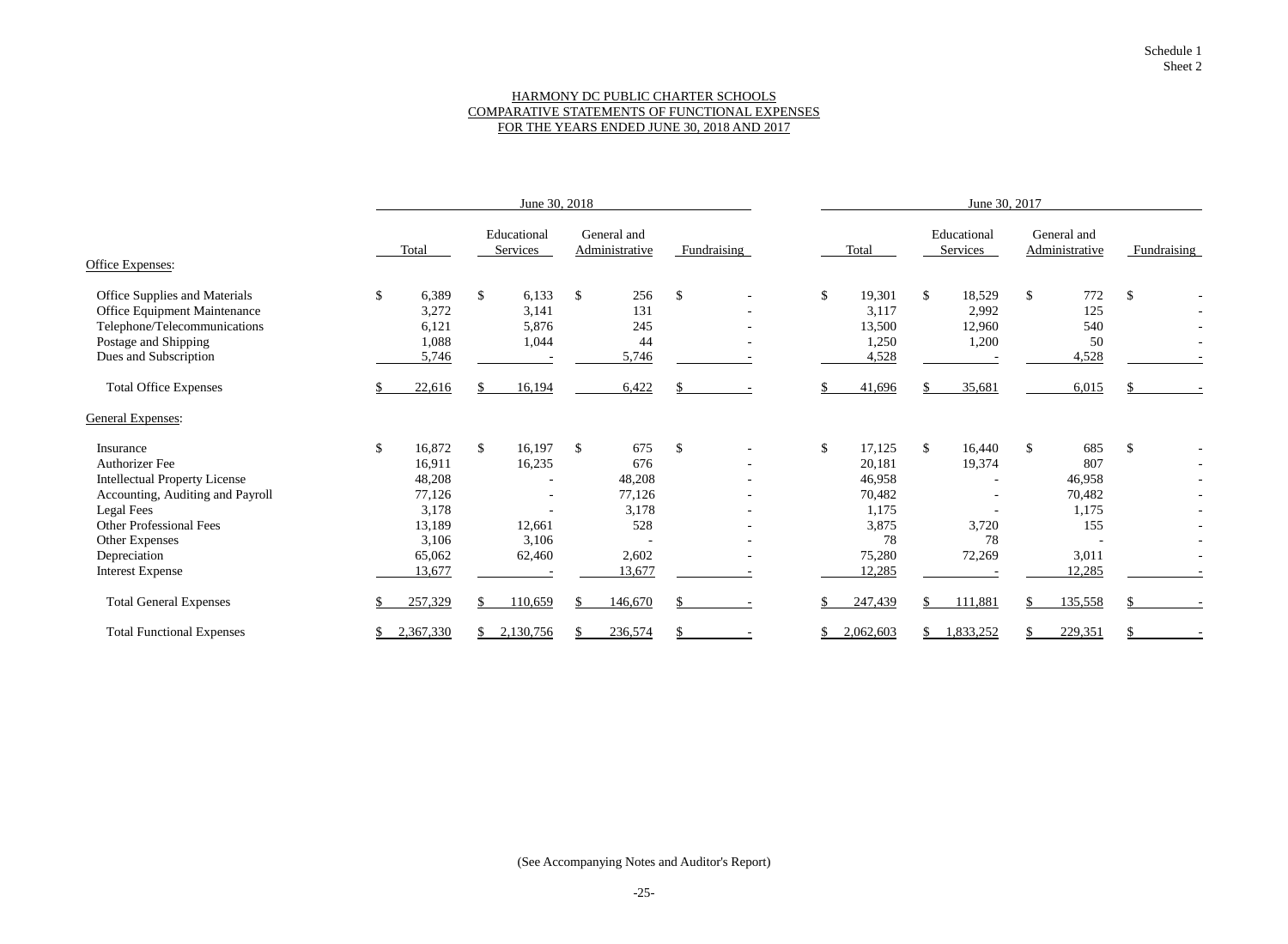Schedule 1
Sheet 2

# HARMONY DC PUBLIC CHARTER SCHOOLS
## COMPARATIVE STATEMENTS OF FUNCTIONAL EXPENSES
## FOR THE YEARS ENDED JUNE 30, 2018 AND 2017

| | June 30, 2018 | | | | June 30, 2017 | | | |
|---|---|---|---|---|---|---|---|---|
| | Total | Educational Services | General and Administrative | Fundraising | Total | Educational Services | General and Administrative | Fundraising |
| **Office Expenses:** | | | | | | | | |
| Office Supplies and Materials | $ 6,389 | $ 6,133 | $ 256 | $ - | $ 19,301 | $ 18,529 | $ 772 | $ - |
| Office Equipment Maintenance | 3,272 | 3,141 | 131 | - | 3,117 | 2,992 | 125 | - |
| Telephone/Telecommunications | 6,121 | 5,876 | 245 | - | 13,500 | 12,960 | 540 | - |
| Postage and Shipping | 1,088 | 1,044 | 44 | - | 1,250 | 1,200 | 50 | - |
| Dues and Subscription | 5,746 | - | 5,746 | - | 4,528 | - | 4,528 | - |
| Total Office Expenses | $ 22,616 | $ 16,194 | 6,422 | $ - | $ 41,696 | $ 35,681 | 6,015 | $ - |
| **General Expenses:** | | | | | | | | |
| Insurance | $ 16,872 | $ 16,197 | $ 675 | $ - | $ 17,125 | $ 16,440 | $ 685 | $ - |
| Authorizer Fee | 16,911 | 16,235 | 676 | - | 20,181 | 19,374 | 807 | - |
| Intellectual Property License | 48,208 | - | 48,208 | - | 46,958 | - | 46,958 | - |
| Accounting, Auditing and Payroll | 77,126 | - | 77,126 | - | 70,482 | - | 70,482 | - |
| Legal Fees | 3,178 | - | 3,178 | - | 1,175 | - | 1,175 | - |
| Other Professional Fees | 13,189 | 12,661 | 528 | - | 3,875 | 3,720 | 155 | - |
| Other Expenses | 3,106 | 3,106 | - | - | 78 | 78 | - | - |
| Depreciation | 65,062 | 62,460 | 2,602 | - | 75,280 | 72,269 | 3,011 | - |
| Interest Expense | 13,677 | - | 13,677 | - | 12,285 | - | 12,285 | - |
| Total General Expenses | $ 257,329 | $ 110,659 | $ 146,670 | $ - | $ 247,439 | $ 111,881 | $ 135,558 | $ - |
| Total Functional Expenses | $ 2,367,330 | $ 2,130,756 | $ 236,574 | $ - | $ 2,062,603 | $ 1,833,252 | $ 229,351 | $ - |

(See Accompanying Notes and Auditor's Report)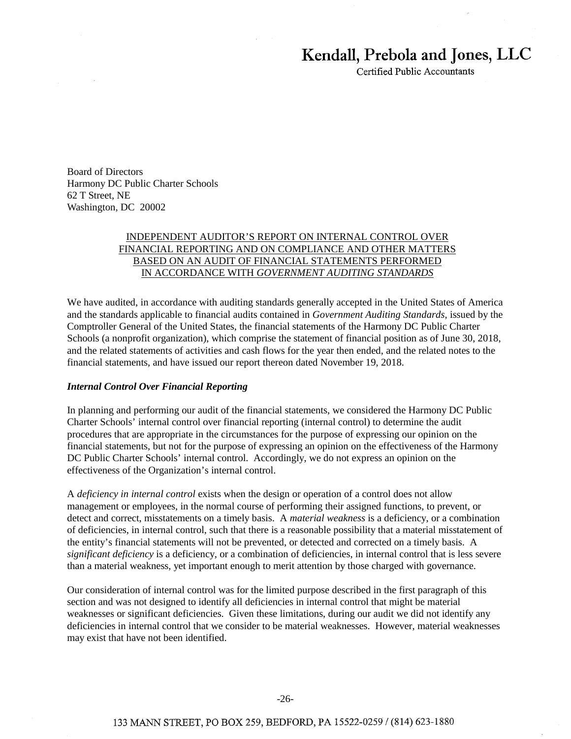# Kendall, Prebola and Jones, LLC

Certified Public Accountants

Board of Directors
Harmony DC Public Charter Schools
62 T Street, NE
Washington, DC 20002

## INDEPENDENT AUDITOR'S REPORT ON INTERNAL CONTROL OVER FINANCIAL REPORTING AND ON COMPLIANCE AND OTHER MATTERS BASED ON AN AUDIT OF FINANCIAL STATEMENTS PERFORMED IN ACCORDANCE WITH *GOVERNMENT AUDITING STANDARDS*

We have audited, in accordance with auditing standards generally accepted in the United States of America and the standards applicable to financial audits contained in *Government Auditing Standards*, issued by the Comptroller General of the United States, the financial statements of the Harmony DC Public Charter Schools (a nonprofit organization), which comprise the statement of financial position as of June 30, 2018, and the related statements of activities and cash flows for the year then ended, and the related notes to the financial statements, and have issued our report thereon dated November 19, 2018.

***Internal Control Over Financial Reporting***

In planning and performing our audit of the financial statements, we considered the Harmony DC Public Charter Schools' internal control over financial reporting (internal control) to determine the audit procedures that are appropriate in the circumstances for the purpose of expressing our opinion on the financial statements, but not for the purpose of expressing an opinion on the effectiveness of the Harmony DC Public Charter Schools' internal control. Accordingly, we do not express an opinion on the effectiveness of the Organization's internal control.

A *deficiency in internal control* exists when the design or operation of a control does not allow management or employees, in the normal course of performing their assigned functions, to prevent, or detect and correct, misstatements on a timely basis. A *material weakness* is a deficiency, or a combination of deficiencies, in internal control, such that there is a reasonable possibility that a material misstatement of the entity's financial statements will not be prevented, or detected and corrected on a timely basis. A *significant deficiency* is a deficiency, or a combination of deficiencies, in internal control that is less severe than a material weakness, yet important enough to merit attention by those charged with governance.

Our consideration of internal control was for the limited purpose described in the first paragraph of this section and was not designed to identify all deficiencies in internal control that might be material weaknesses or significant deficiencies. Given these limitations, during our audit we did not identify any deficiencies in internal control that we consider to be material weaknesses. However, material weaknesses may exist that have not been identified.

133 MANN STREET, PO BOX 259, BEDFORD, PA 15522-0259 / (814) 623-1880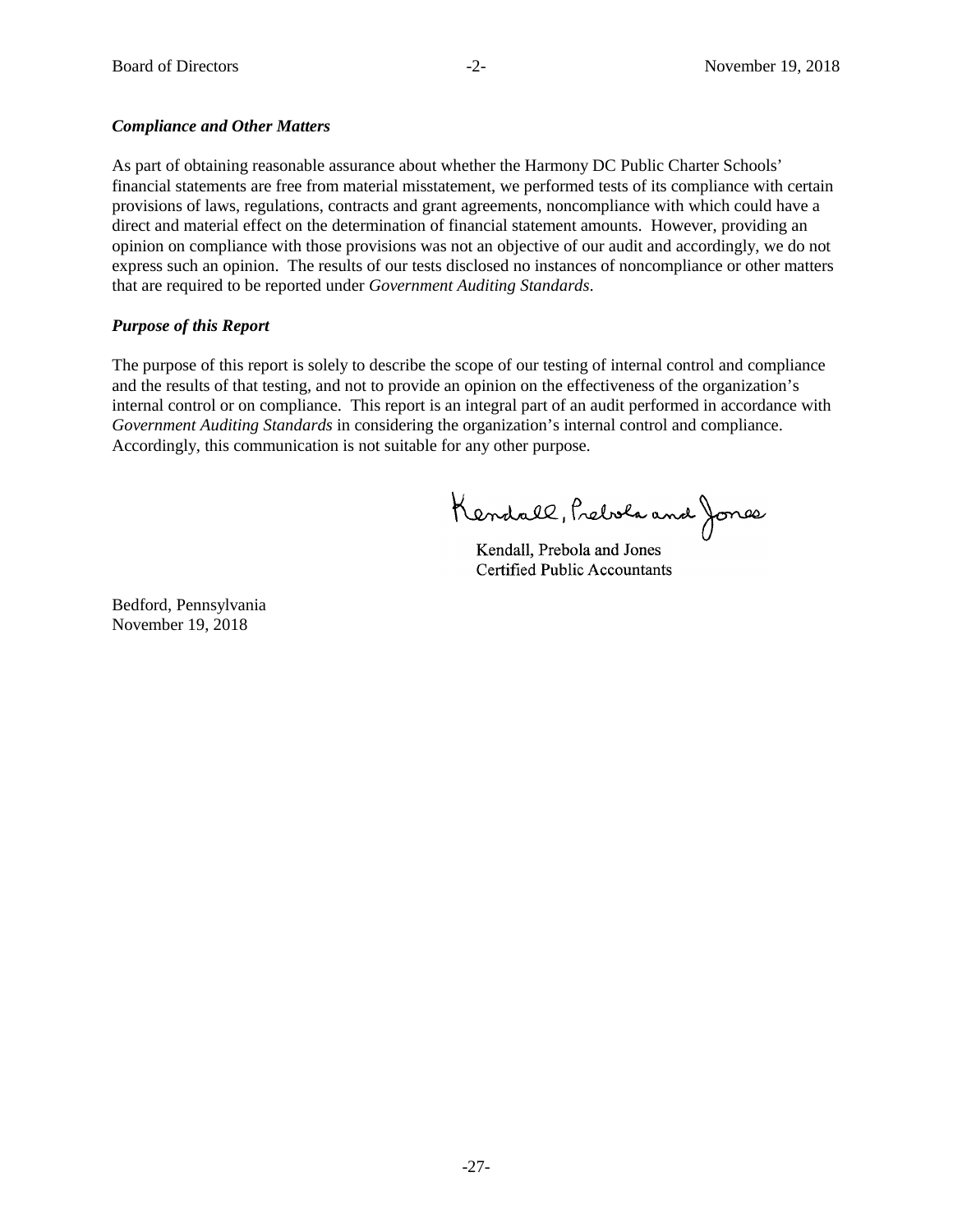***Compliance and Other Matters***

As part of obtaining reasonable assurance about whether the Harmony DC Public Charter Schools' financial statements are free from material misstatement, we performed tests of its compliance with certain provisions of laws, regulations, contracts and grant agreements, noncompliance with which could have a direct and material effect on the determination of financial statement amounts. However, providing an opinion on compliance with those provisions was not an objective of our audit and accordingly, we do not express such an opinion. The results of our tests disclosed no instances of noncompliance or other matters that are required to be reported under *Government Auditing Standards*.

***Purpose of this Report***

The purpose of this report is solely to describe the scope of our testing of internal control and compliance and the results of that testing, and not to provide an opinion on the effectiveness of the organization's internal control or on compliance. This report is an integral part of an audit performed in accordance with *Government Auditing Standards* in considering the organization's internal control and compliance. Accordingly, this communication is not suitable for any other purpose.

Kendall, Prebola and Jones

Kendall, Prebola and Jones
Certified Public Accountants

Bedford, Pennsylvania
November 19, 2018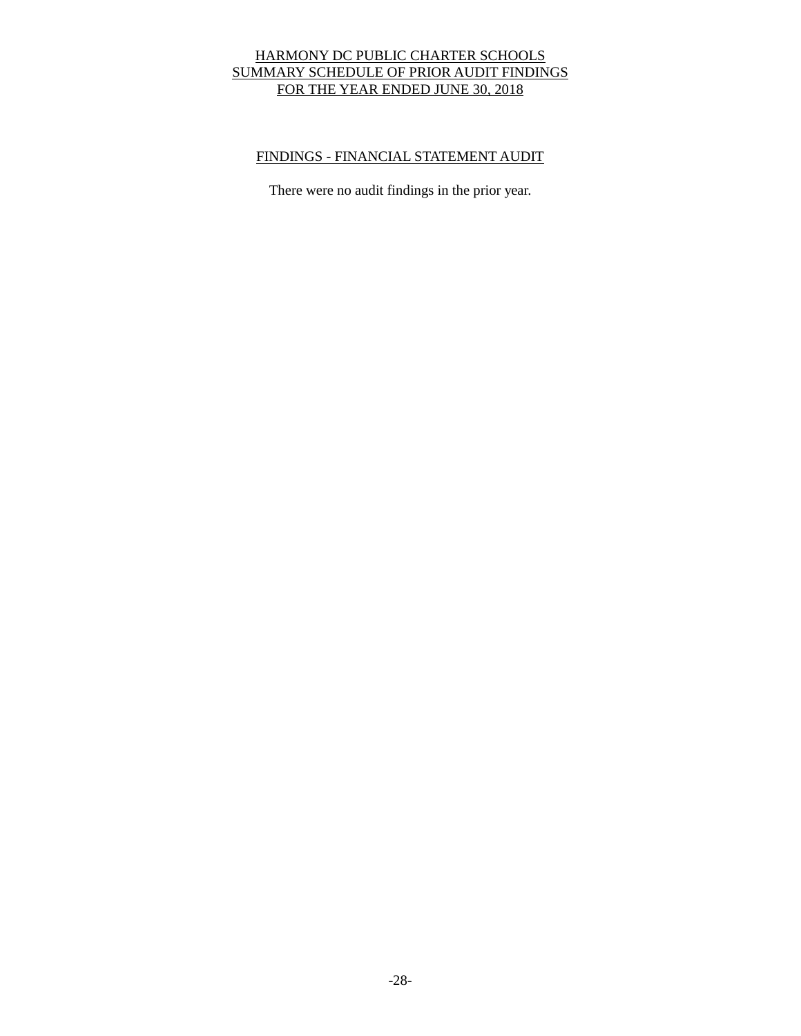# HARMONY DC PUBLIC CHARTER SCHOOLS
## SUMMARY SCHEDULE OF PRIOR AUDIT FINDINGS
## FOR THE YEAR ENDED JUNE 30, 2018

### FINDINGS - FINANCIAL STATEMENT AUDIT

There were no audit findings in the prior year.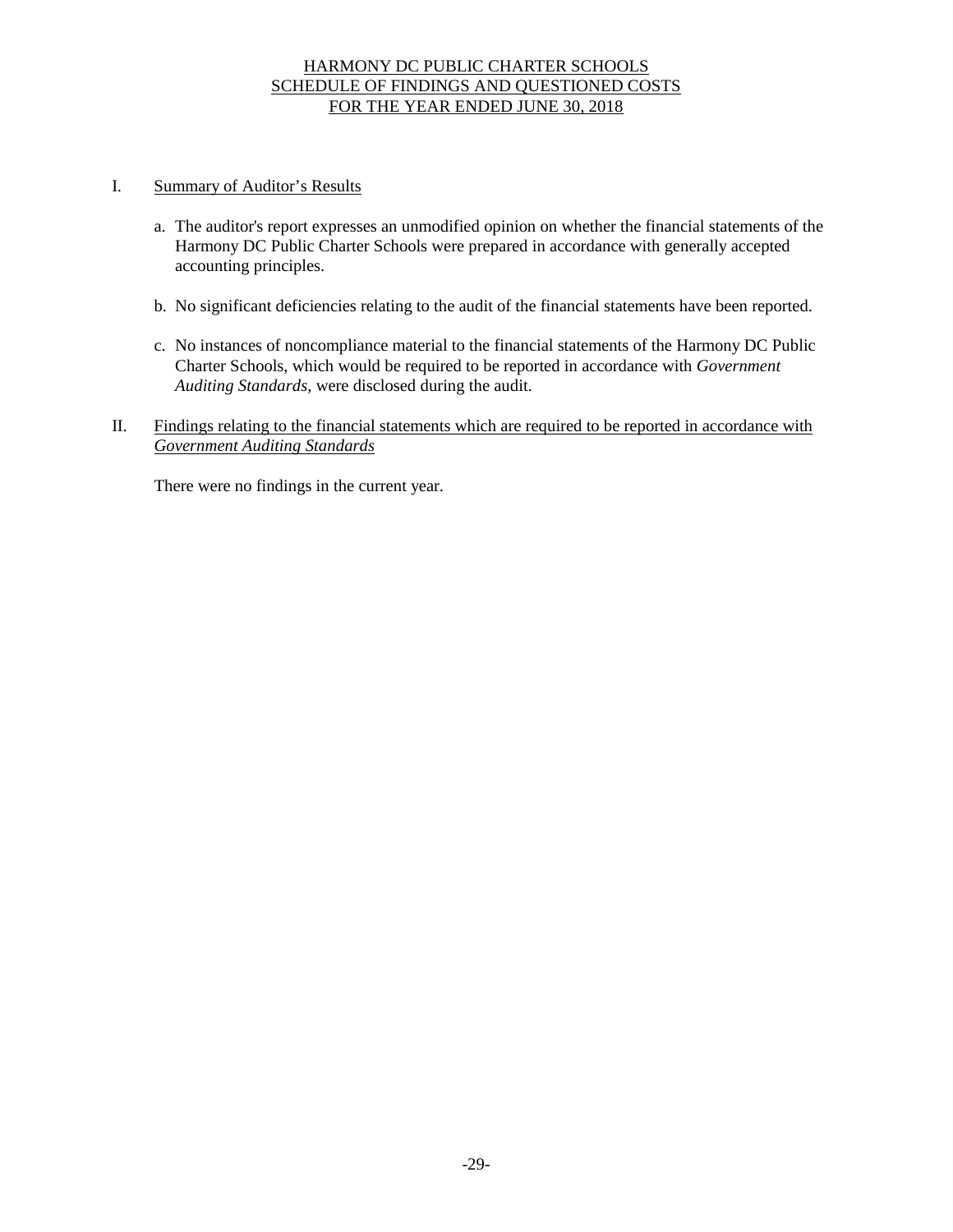# HARMONY DC PUBLIC CHARTER SCHOOLS
## SCHEDULE OF FINDINGS AND QUESTIONED COSTS
## FOR THE YEAR ENDED JUNE 30, 2018

I. Summary of Auditor's Results

a. The auditor's report expresses an unmodified opinion on whether the financial statements of the Harmony DC Public Charter Schools were prepared in accordance with generally accepted accounting principles.

b. No significant deficiencies relating to the audit of the financial statements have been reported.

c. No instances of noncompliance material to the financial statements of the Harmony DC Public Charter Schools, which would be required to be reported in accordance with *Government Auditing Standards*, were disclosed during the audit.

II. Findings relating to the financial statements which are required to be reported in accordance with *Government Auditing Standards*

There were no findings in the current year.